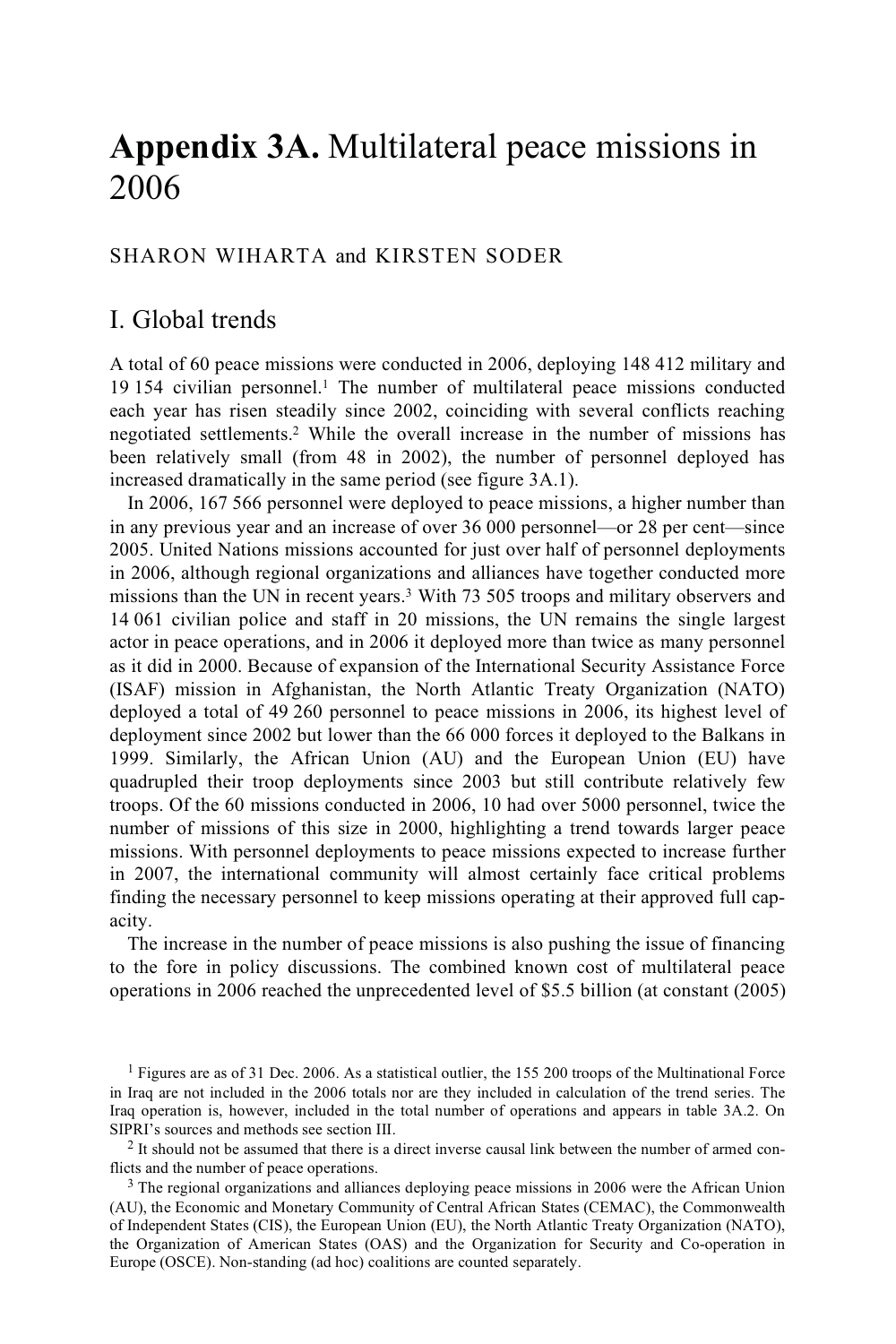# **Appendix 3A.** Multilateral peace missions in 2006

SHARON WIHARTA and KIRSTEN SODER

## I. Global trends

A total of 60 peace missions were conducted in 2006, deploying 148 412 military and 19 154 civilian personnel.[1] The number of multilateral peace missions conducted each year has risen steadily since 2002, coinciding with several conflicts reaching negotiated settlements.[2] While the overall increase in the number of missions has been relatively small (from 48 in 2002), the number of personnel deployed has increased dramatically in the same period (see figure 3A.1).

In 2006, 167 566 personnel were deployed to peace missions, a higher number than in any previous year and an increase of over 36 000 personnel—or 28 per cent—since 2005. United Nations missions accounted for just over half of personnel deployments in 2006, although regional organizations and alliances have together conducted more missions than the UN in recent years.[3] With 73 505 troops and military observers and 14 061 civilian police and staff in 20 missions, the UN remains the single largest actor in peace operations, and in 2006 it deployed more than twice as many personnel as it did in 2000. Because of expansion of the International Security Assistance Force (ISAF) mission in Afghanistan, the North Atlantic Treaty Organization (NATO) deployed a total of 49 260 personnel to peace missions in 2006, its highest level of deployment since 2002 but lower than the 66 000 forces it deployed to the Balkans in 1999. Similarly, the African Union (AU) and the European Union (EU) have quadrupled their troop deployments since 2003 but still contribute relatively few troops. Of the 60 missions conducted in 2006, 10 had over 5000 personnel, twice the number of missions of this size in 2000, highlighting a trend towards larger peace missions. With personnel deployments to peace missions expected to increase further in 2007, the international community will almost certainly face critical problems finding the necessary personnel to keep missions operating at their approved full capacity.

The increase in the number of peace missions is also pushing the issue of financing to the fore in policy discussions. The combined known cost of multilateral peace operations in 2006 reached the unprecedented level of $5.5 billion (at constant (2005)

[1] Figures are as of 31 Dec. 2006. As a statistical outlier, the 155 200 troops of the Multinational Force in Iraq are not included in the 2006 totals nor are they included in calculation of the trend series. The Iraq operation is, however, included in the total number of operations and appears in table 3A.2. On SIPRI's sources and methods see section III.

[2] It should not be assumed that there is a direct inverse causal link between the number of armed conflicts and the number of peace operations.

[3] The regional organizations and alliances deploying peace missions in 2006 were the African Union (AU), the Economic and Monetary Community of Central African States (CEMAC), the Commonwealth of Independent States (CIS), the European Union (EU), the North Atlantic Treaty Organization (NATO), the Organization of American States (OAS) and the Organization for Security and Co-operation in Europe (OSCE). Non-standing (ad hoc) coalitions are counted separately.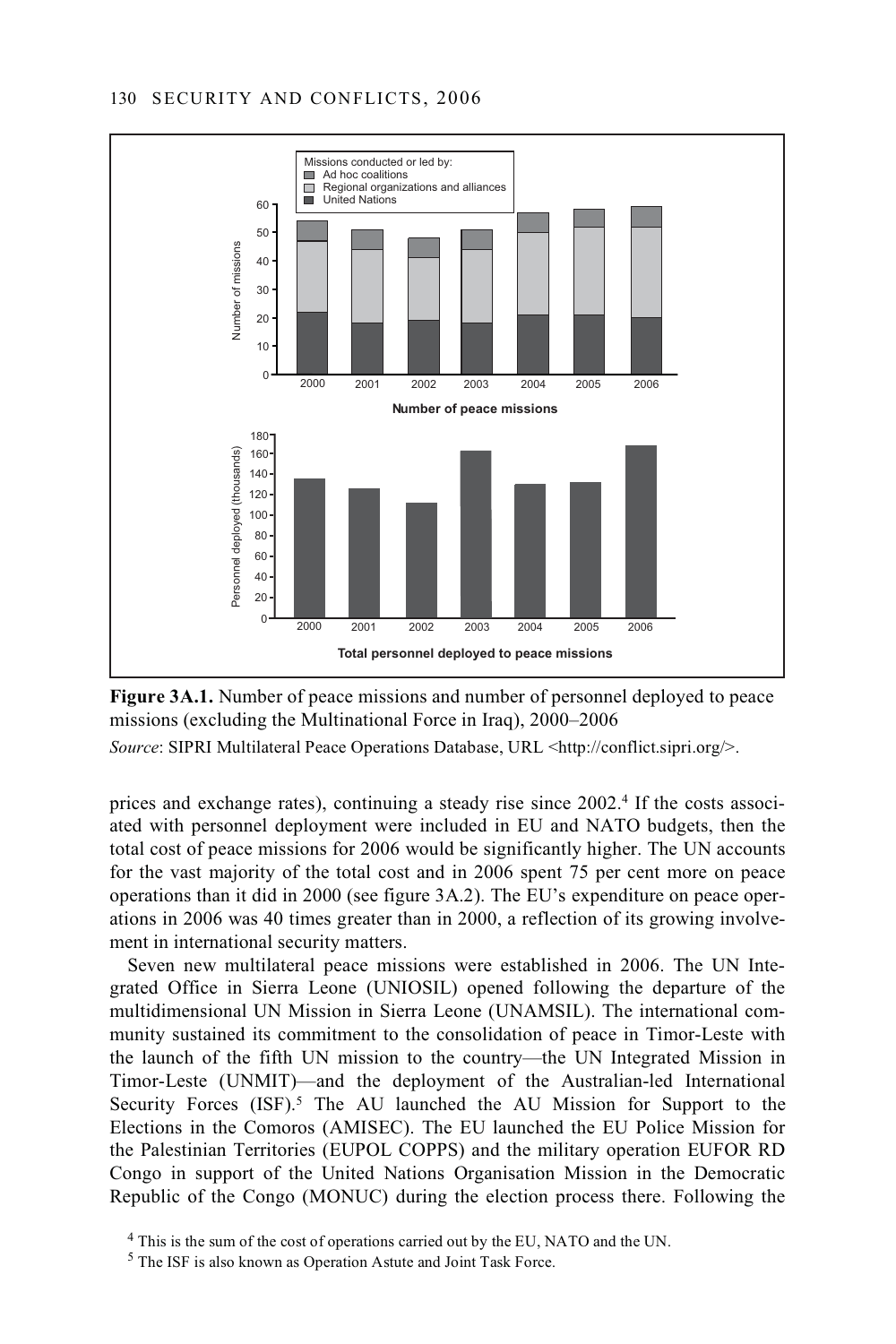Figure 3A.1. Number of peace missions and number of personnel deployed to peace missions (excluding the Multinational Force in Iraq), 2000–2006

*Source*: SIPRI Multilateral Peace Operations Database, URL <http://conflict.sipri.org/>.

prices and exchange rates), continuing a steady rise since 2002.[4] If the costs associated with personnel deployment were included in EU and NATO budgets, then the total cost of peace missions for 2006 would be significantly higher. The UN accounts for the vast majority of the total cost and in 2006 spent 75 per cent more on peace operations than it did in 2000 (see figure 3A.2). The EU's expenditure on peace operations in 2006 was 40 times greater than in 2000, a reflection of its growing involvement in international security matters.

Seven new multilateral peace missions were established in 2006. The UN Integrated Office in Sierra Leone (UNIOSIL) opened following the departure of the multidimensional UN Mission in Sierra Leone (UNAMSIL). The international community sustained its commitment to the consolidation of peace in Timor-Leste with the launch of the fifth UN mission to the country—the UN Integrated Mission in Timor-Leste (UNMIT)—and the deployment of the Australian-led International Security Forces (ISF).[5] The AU launched the AU Mission for Support to the Elections in the Comoros (AMISEC). The EU launched the EU Police Mission for the Palestinian Territories (EUPOL COPPS) and the military operation EUFOR RD Congo in support of the United Nations Organisation Mission in the Democratic Republic of the Congo (MONUC) during the election process there. Following the

[4] This is the sum of the cost of operations carried out by the EU, NATO and the UN.

[5] The ISF is also known as Operation Astute and Joint Task Force.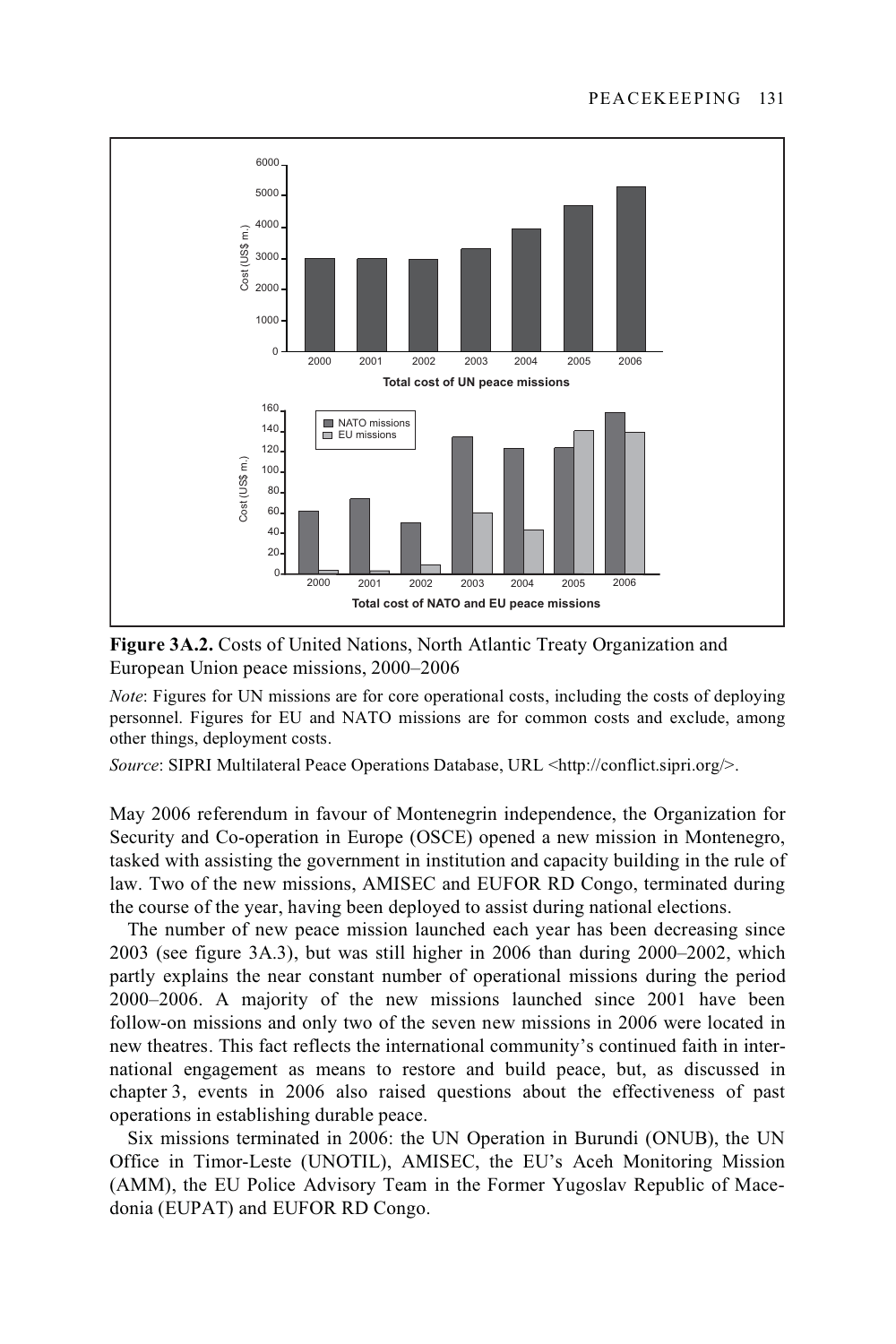**Figure 3A.2.** Costs of United Nations, North Atlantic Treaty Organization and European Union peace missions, 2000–2006

*Note*: Figures for UN missions are for core operational costs, including the costs of deploying personnel. Figures for EU and NATO missions are for common costs and exclude, among other things, deployment costs.

*Source*: SIPRI Multilateral Peace Operations Database, URL <http://conflict.sipri.org/>.

May 2006 referendum in favour of Montenegrin independence, the Organization for Security and Co-operation in Europe (OSCE) opened a new mission in Montenegro, tasked with assisting the government in institution and capacity building in the rule of law. Two of the new missions, AMISEC and EUFOR RD Congo, terminated during the course of the year, having been deployed to assist during national elections.

The number of new peace mission launched each year has been decreasing since 2003 (see figure 3A.3), but was still higher in 2006 than during 2000–2002, which partly explains the near constant number of operational missions during the period 2000–2006. A majority of the new missions launched since 2001 have been follow-on missions and only two of the seven new missions in 2006 were located in new theatres. This fact reflects the international community's continued faith in international engagement as means to restore and build peace, but, as discussed in chapter 3, events in 2006 also raised questions about the effectiveness of past operations in establishing durable peace.

Six missions terminated in 2006: the UN Operation in Burundi (ONUB), the UN Office in Timor-Leste (UNOTIL), AMISEC, the EU's Aceh Monitoring Mission (AMM), the EU Police Advisory Team in the Former Yugoslav Republic of Macedonia (EUPAT) and EUFOR RD Congo.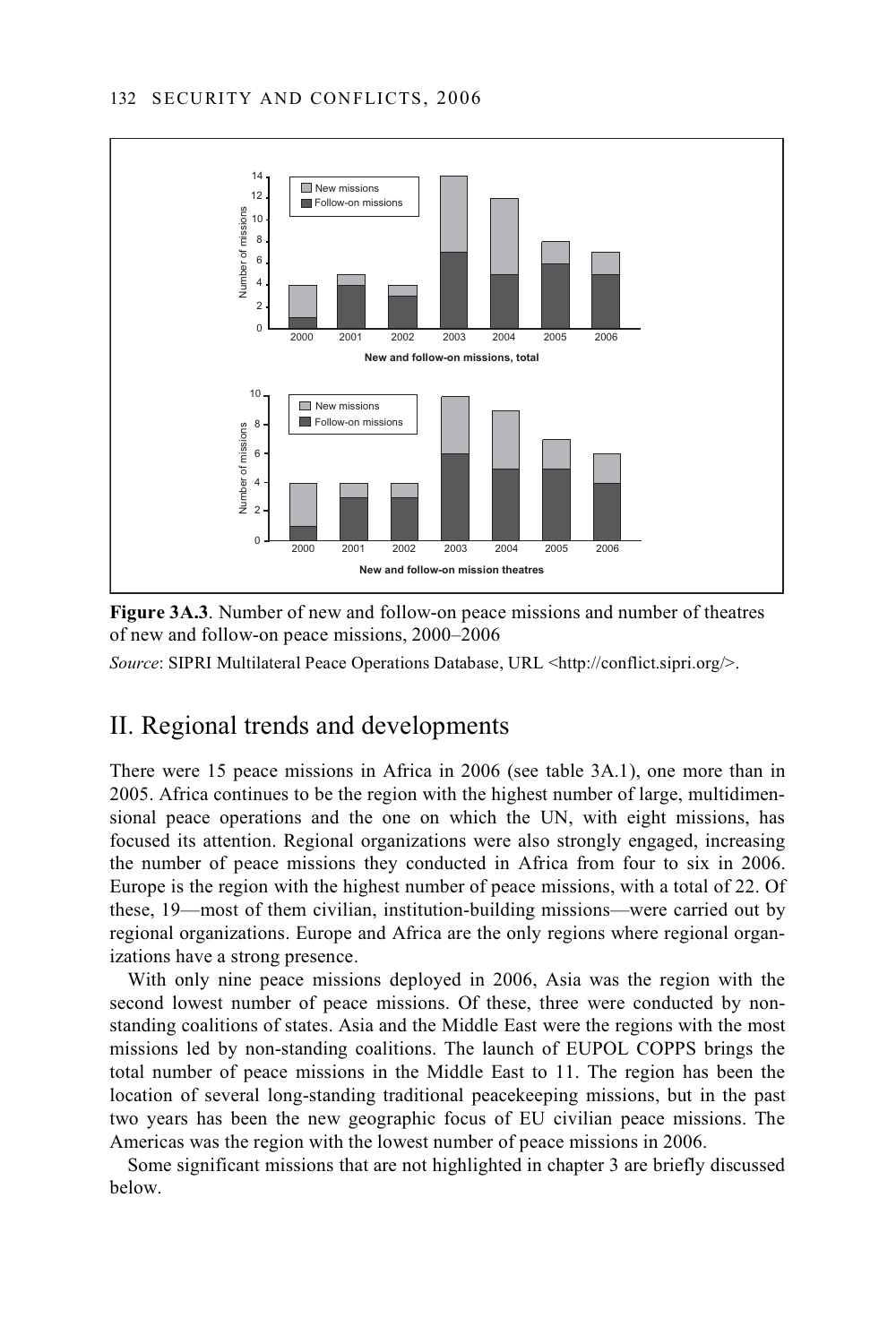**Figure 3A.3**. Number of new and follow-on peace missions and number of theatres of new and follow-on peace missions, 2000–2006

*Source*: SIPRI Multilateral Peace Operations Database, URL <http://conflict.sipri.org/>.

## II. Regional trends and developments

There were 15 peace missions in Africa in 2006 (see table 3A.1), one more than in 2005. Africa continues to be the region with the highest number of large, multidimensional peace operations and the one on which the UN, with eight missions, has focused its attention. Regional organizations were also strongly engaged, increasing the number of peace missions they conducted in Africa from four to six in 2006. Europe is the region with the highest number of peace missions, with a total of 22. Of these, 19—most of them civilian, institution-building missions—were carried out by regional organizations. Europe and Africa are the only regions where regional organizations have a strong presence.

With only nine peace missions deployed in 2006, Asia was the region with the second lowest number of peace missions. Of these, three were conducted by non-standing coalitions of states. Asia and the Middle East were the regions with the most missions led by non-standing coalitions. The launch of EUPOL COPPS brings the total number of peace missions in the Middle East to 11. The region has been the location of several long-standing traditional peacekeeping missions, but in the past two years has been the new geographic focus of EU civilian peace missions. The Americas was the region with the lowest number of peace missions in 2006.

Some significant missions that are not highlighted in chapter 3 are briefly discussed below.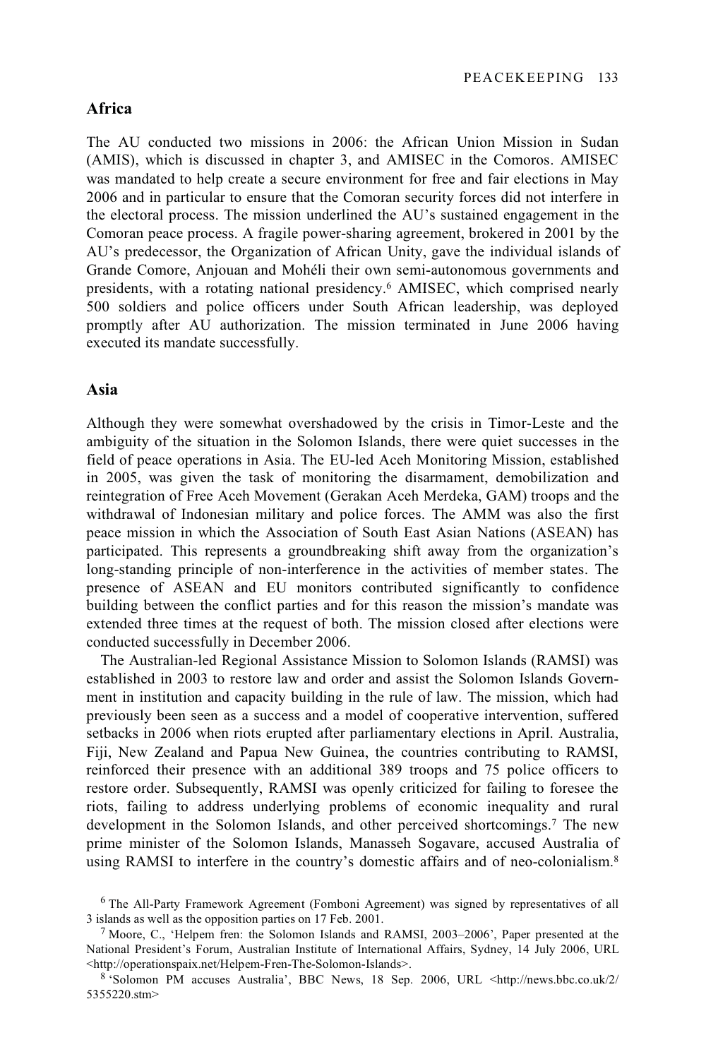## Africa

The AU conducted two missions in 2006: the African Union Mission in Sudan (AMIS), which is discussed in chapter 3, and AMISEC in the Comoros. AMISEC was mandated to help create a secure environment for free and fair elections in May 2006 and in particular to ensure that the Comoran security forces did not interfere in the electoral process. The mission underlined the AU's sustained engagement in the Comoran peace process. A fragile power-sharing agreement, brokered in 2001 by the AU's predecessor, the Organization of African Unity, gave the individual islands of Grande Comore, Anjouan and Mohéli their own semi-autonomous governments and presidents, with a rotating national presidency.[6] AMISEC, which comprised nearly 500 soldiers and police officers under South African leadership, was deployed promptly after AU authorization. The mission terminated in June 2006 having executed its mandate successfully.

## Asia

Although they were somewhat overshadowed by the crisis in Timor-Leste and the ambiguity of the situation in the Solomon Islands, there were quiet successes in the field of peace operations in Asia. The EU-led Aceh Monitoring Mission, established in 2005, was given the task of monitoring the disarmament, demobilization and reintegration of Free Aceh Movement (Gerakan Aceh Merdeka, GAM) troops and the withdrawal of Indonesian military and police forces. The AMM was also the first peace mission in which the Association of South East Asian Nations (ASEAN) has participated. This represents a groundbreaking shift away from the organization's long-standing principle of non-interference in the activities of member states. The presence of ASEAN and EU monitors contributed significantly to confidence building between the conflict parties and for this reason the mission's mandate was extended three times at the request of both. The mission closed after elections were conducted successfully in December 2006.

The Australian-led Regional Assistance Mission to Solomon Islands (RAMSI) was established in 2003 to restore law and order and assist the Solomon Islands Government in institution and capacity building in the rule of law. The mission, which had previously been seen as a success and a model of cooperative intervention, suffered setbacks in 2006 when riots erupted after parliamentary elections in April. Australia, Fiji, New Zealand and Papua New Guinea, the countries contributing to RAMSI, reinforced their presence with an additional 389 troops and 75 police officers to restore order. Subsequently, RAMSI was openly criticized for failing to foresee the riots, failing to address underlying problems of economic inequality and rural development in the Solomon Islands, and other perceived shortcomings.[7] The new prime minister of the Solomon Islands, Manasseh Sogavare, accused Australia of using RAMSI to interfere in the country's domestic affairs and of neo-colonialism.[8]

---

[6] The All-Party Framework Agreement (Fomboni Agreement) was signed by representatives of all 3 islands as well as the opposition parties on 17 Feb. 2001.

[7] Moore, C., 'Helpem fren: the Solomon Islands and RAMSI, 2003–2006', Paper presented at the National President's Forum, Australian Institute of International Affairs, Sydney, 14 July 2006, URL <http://operationspaix.net/Helpem-Fren-The-Solomon-Islands>.

[8] 'Solomon PM accuses Australia', BBC News, 18 Sep. 2006, URL <http://news.bbc.co.uk/2/5355220.stm>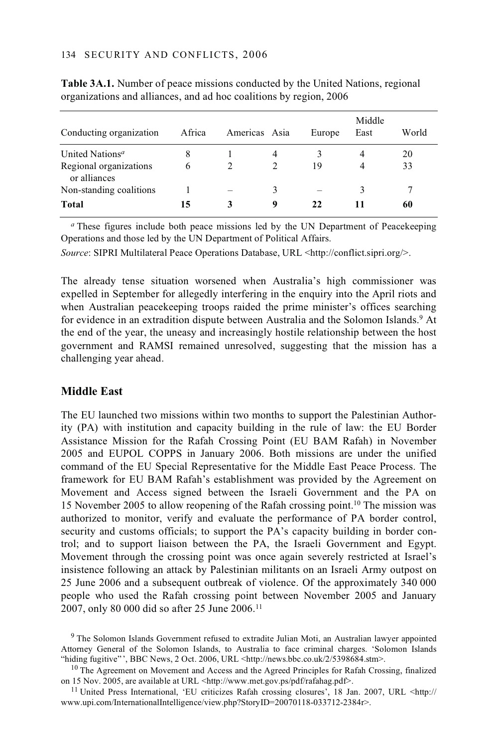**Table 3A.1.** Number of peace missions conducted by the United Nations, regional organizations and alliances, and ad hoc coalitions by region, 2006

| Conducting organization | Africa | Americas | Asia | Europe | Middle East | World |
|---|---|---|---|---|---|---|
| United Nations[a] | 8 | 1 | 4 | 3 | 4 | 20 |
| Regional organizations or alliances | 6 | 2 | 2 | 19 | 4 | 33 |
| Non-standing coalitions | 1 | – | 3 | – | 3 | 7 |
| **Total** | **15** | **3** | **9** | **22** | **11** | **60** |

[a] These figures include both peace missions led by the UN Department of Peacekeeping Operations and those led by the UN Department of Political Affairs.

*Source*: SIPRI Multilateral Peace Operations Database, URL <http://conflict.sipri.org/>.

The already tense situation worsened when Australia's high commissioner was expelled in September for allegedly interfering in the enquiry into the April riots and when Australian peacekeeping troops raided the prime minister's offices searching for evidence in an extradition dispute between Australia and the Solomon Islands.[9] At the end of the year, the uneasy and increasingly hostile relationship between the host government and RAMSI remained unresolved, suggesting that the mission has a challenging year ahead.

## Middle East

The EU launched two missions within two months to support the Palestinian Authority (PA) with institution and capacity building in the rule of law: the EU Border Assistance Mission for the Rafah Crossing Point (EU BAM Rafah) in November 2005 and EUPOL COPPS in January 2006. Both missions are under the unified command of the EU Special Representative for the Middle East Peace Process. The framework for EU BAM Rafah's establishment was provided by the Agreement on Movement and Access signed between the Israeli Government and the PA on 15 November 2005 to allow reopening of the Rafah crossing point.[10] The mission was authorized to monitor, verify and evaluate the performance of PA border control, security and customs officials; to support the PA's capacity building in border control; and to support liaison between the PA, the Israeli Government and Egypt. Movement through the crossing point was once again severely restricted at Israel's insistence following an attack by Palestinian militants on an Israeli Army outpost on 25 June 2006 and a subsequent outbreak of violence. Of the approximately 340 000 people who used the Rafah crossing point between November 2005 and January 2007, only 80 000 did so after 25 June 2006.[11]

[9] The Solomon Islands Government refused to extradite Julian Moti, an Australian lawyer appointed Attorney General of the Solomon Islands, to Australia to face criminal charges. 'Solomon Islands "hiding fugitive"', BBC News, 2 Oct. 2006, URL <http://news.bbc.co.uk/2/5398684.stm>.

[10] The Agreement on Movement and Access and the Agreed Principles for Rafah Crossing, finalized on 15 Nov. 2005, are available at URL <http://www.met.gov.ps/pdf/rafahag.pdf>.

[11] United Press International, 'EU criticizes Rafah crossing closures', 18 Jan. 2007, URL <http://www.upi.com/InternationalIntelligence/view.php?StoryID=20070118-033712-2384r>.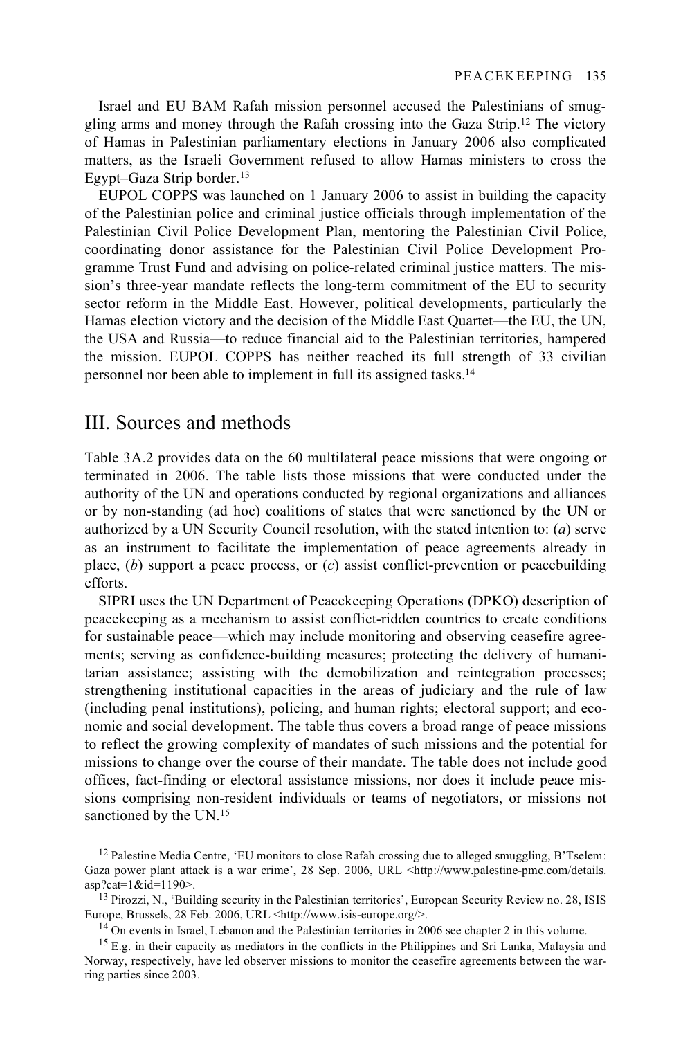Israel and EU BAM Rafah mission personnel accused the Palestinians of smuggling arms and money through the Rafah crossing into the Gaza Strip.[12] The victory of Hamas in Palestinian parliamentary elections in January 2006 also complicated matters, as the Israeli Government refused to allow Hamas ministers to cross the Egypt–Gaza Strip border.[13]

EUPOL COPPS was launched on 1 January 2006 to assist in building the capacity of the Palestinian police and criminal justice officials through implementation of the Palestinian Civil Police Development Plan, mentoring the Palestinian Civil Police, coordinating donor assistance for the Palestinian Civil Police Development Programme Trust Fund and advising on police-related criminal justice matters. The mission's three-year mandate reflects the long-term commitment of the EU to security sector reform in the Middle East. However, political developments, particularly the Hamas election victory and the decision of the Middle East Quartet—the EU, the UN, the USA and Russia—to reduce financial aid to the Palestinian territories, hampered the mission. EUPOL COPPS has neither reached its full strength of 33 civilian personnel nor been able to implement in full its assigned tasks.[14]

## III. Sources and methods

Table 3A.2 provides data on the 60 multilateral peace missions that were ongoing or terminated in 2006. The table lists those missions that were conducted under the authority of the UN and operations conducted by regional organizations and alliances or by non-standing (ad hoc) coalitions of states that were sanctioned by the UN or authorized by a UN Security Council resolution, with the stated intention to: (*a*) serve as an instrument to facilitate the implementation of peace agreements already in place, (*b*) support a peace process, or (*c*) assist conflict-prevention or peacebuilding efforts.

SIPRI uses the UN Department of Peacekeeping Operations (DPKO) description of peacekeeping as a mechanism to assist conflict-ridden countries to create conditions for sustainable peace—which may include monitoring and observing ceasefire agreements; serving as confidence-building measures; protecting the delivery of humanitarian assistance; assisting with the demobilization and reintegration processes; strengthening institutional capacities in the areas of judiciary and the rule of law (including penal institutions), policing, and human rights; electoral support; and economic and social development. The table thus covers a broad range of peace missions to reflect the growing complexity of mandates of such missions and the potential for missions to change over the course of their mandate. The table does not include good offices, fact-finding or electoral assistance missions, nor does it include peace missions comprising non-resident individuals or teams of negotiators, or missions not sanctioned by the UN.[15]

[12] Palestine Media Centre, 'EU monitors to close Rafah crossing due to alleged smuggling, B'Tselem: Gaza power plant attack is a war crime', 28 Sep. 2006, URL <http://www.palestine-pmc.com/details.asp?cat=1&id=1190>.

[13] Pirozzi, N., 'Building security in the Palestinian territories', European Security Review no. 28, ISIS Europe, Brussels, 28 Feb. 2006, URL <http://www.isis-europe.org/>.

[14] On events in Israel, Lebanon and the Palestinian territories in 2006 see chapter 2 in this volume.

[15] E.g. in their capacity as mediators in the conflicts in the Philippines and Sri Lanka, Malaysia and Norway, respectively, have led observer missions to monitor the ceasefire agreements between the warring parties since 2003.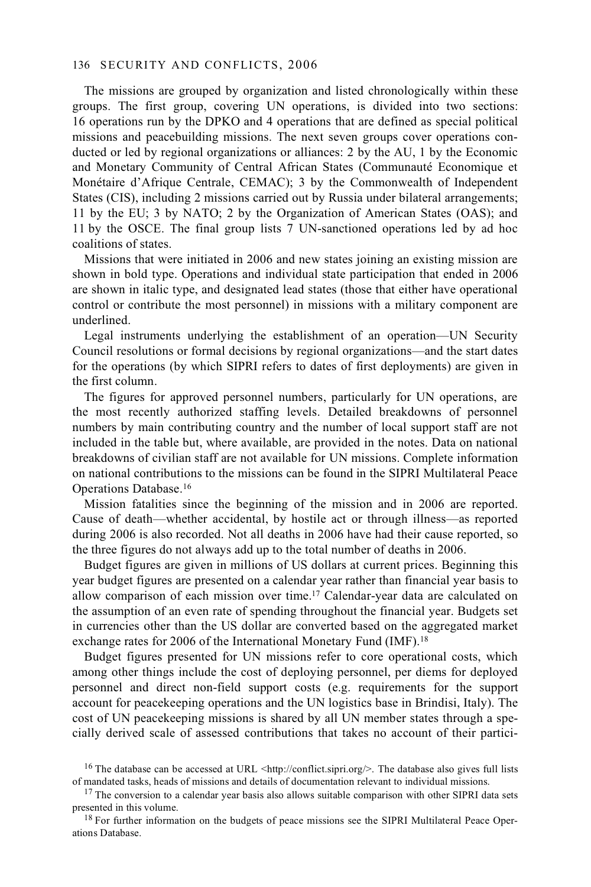The missions are grouped by organization and listed chronologically within these groups. The first group, covering UN operations, is divided into two sections: 16 operations run by the DPKO and 4 operations that are defined as special political missions and peacebuilding missions. The next seven groups cover operations conducted or led by regional organizations or alliances: 2 by the AU, 1 by the Economic and Monetary Community of Central African States (Communauté Economique et Monétaire d'Afrique Centrale, CEMAC); 3 by the Commonwealth of Independent States (CIS), including 2 missions carried out by Russia under bilateral arrangements; 11 by the EU; 3 by NATO; 2 by the Organization of American States (OAS); and 11 by the OSCE. The final group lists 7 UN-sanctioned operations led by ad hoc coalitions of states.

Missions that were initiated in 2006 and new states joining an existing mission are shown in bold type. Operations and individual state participation that ended in 2006 are shown in italic type, and designated lead states (those that either have operational control or contribute the most personnel) in missions with a military component are underlined.

Legal instruments underlying the establishment of an operation—UN Security Council resolutions or formal decisions by regional organizations—and the start dates for the operations (by which SIPRI refers to dates of first deployments) are given in the first column.

The figures for approved personnel numbers, particularly for UN operations, are the most recently authorized staffing levels. Detailed breakdowns of personnel numbers by main contributing country and the number of local support staff are not included in the table but, where available, are provided in the notes. Data on national breakdowns of civilian staff are not available for UN missions. Complete information on national contributions to the missions can be found in the SIPRI Multilateral Peace Operations Database.[16]

Mission fatalities since the beginning of the mission and in 2006 are reported. Cause of death—whether accidental, by hostile act or through illness—as reported during 2006 is also recorded. Not all deaths in 2006 have had their cause reported, so the three figures do not always add up to the total number of deaths in 2006.

Budget figures are given in millions of US dollars at current prices. Beginning this year budget figures are presented on a calendar year rather than financial year basis to allow comparison of each mission over time.[17] Calendar-year data are calculated on the assumption of an even rate of spending throughout the financial year. Budgets set in currencies other than the US dollar are converted based on the aggregated market exchange rates for 2006 of the International Monetary Fund (IMF).[18]

Budget figures presented for UN missions refer to core operational costs, which among other things include the cost of deploying personnel, per diems for deployed personnel and direct non-field support costs (e.g. requirements for the support account for peacekeeping operations and the UN logistics base in Brindisi, Italy). The cost of UN peacekeeping missions is shared by all UN member states through a specially derived scale of assessed contributions that takes no account of their partici-

[16] The database can be accessed at URL <http://conflict.sipri.org/>. The database also gives full lists of mandated tasks, heads of missions and details of documentation relevant to individual missions.

[17] The conversion to a calendar year basis also allows suitable comparison with other SIPRI data sets presented in this volume.

[18] For further information on the budgets of peace missions see the SIPRI Multilateral Peace Operations Database.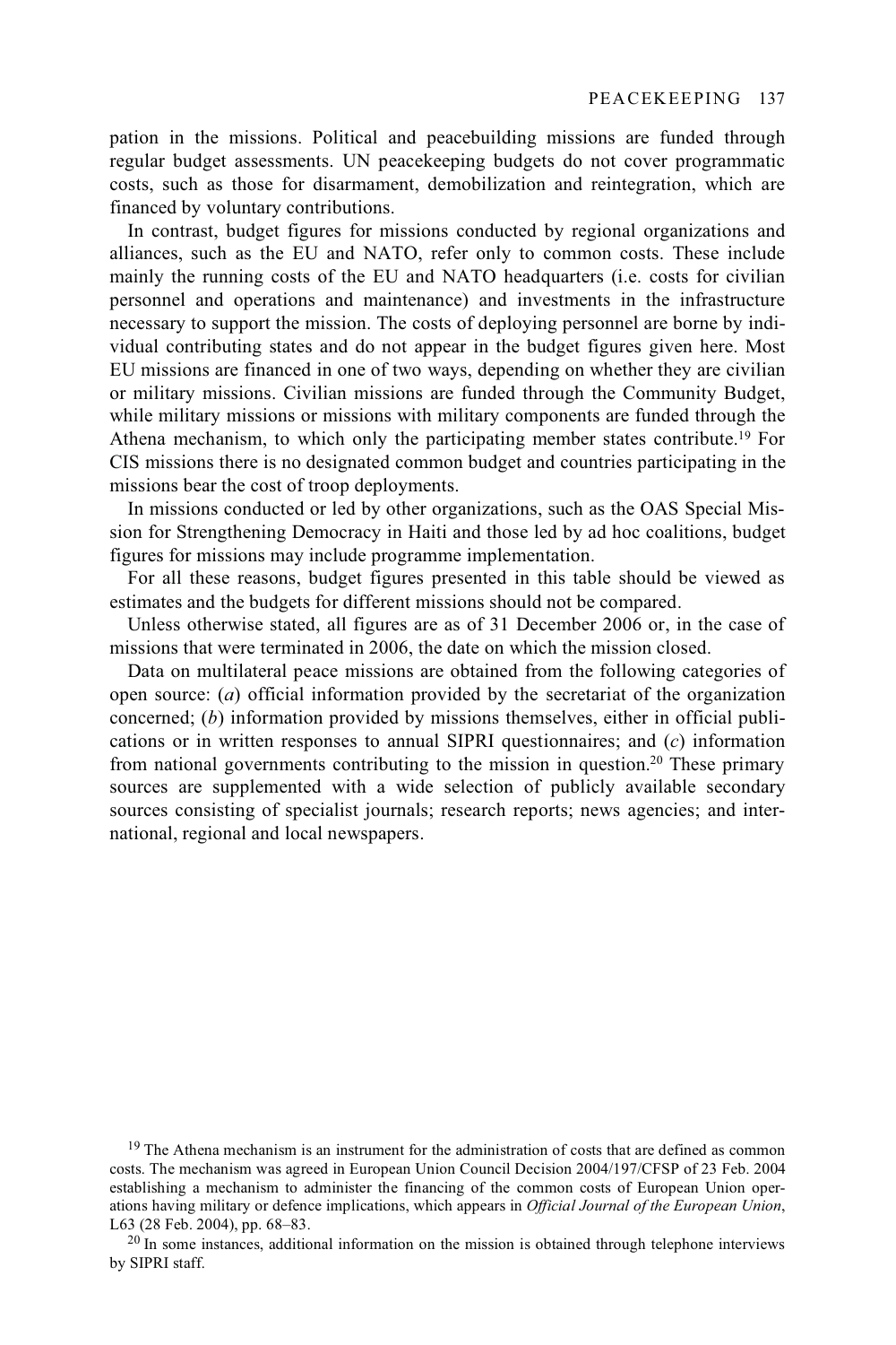pation in the missions. Political and peacebuilding missions are funded through regular budget assessments. UN peacekeeping budgets do not cover programmatic costs, such as those for disarmament, demobilization and reintegration, which are financed by voluntary contributions.

In contrast, budget figures for missions conducted by regional organizations and alliances, such as the EU and NATO, refer only to common costs. These include mainly the running costs of the EU and NATO headquarters (i.e. costs for civilian personnel and operations and maintenance) and investments in the infrastructure necessary to support the mission. The costs of deploying personnel are borne by individual contributing states and do not appear in the budget figures given here. Most EU missions are financed in one of two ways, depending on whether they are civilian or military missions. Civilian missions are funded through the Community Budget, while military missions or missions with military components are funded through the Athena mechanism, to which only the participating member states contribute.[19] For CIS missions there is no designated common budget and countries participating in the missions bear the cost of troop deployments.

In missions conducted or led by other organizations, such as the OAS Special Mission for Strengthening Democracy in Haiti and those led by ad hoc coalitions, budget figures for missions may include programme implementation.

For all these reasons, budget figures presented in this table should be viewed as estimates and the budgets for different missions should not be compared.

Unless otherwise stated, all figures are as of 31 December 2006 or, in the case of missions that were terminated in 2006, the date on which the mission closed.

Data on multilateral peace missions are obtained from the following categories of open source: (*a*) official information provided by the secretariat of the organization concerned; (*b*) information provided by missions themselves, either in official publications or in written responses to annual SIPRI questionnaires; and (*c*) information from national governments contributing to the mission in question.[20] These primary sources are supplemented with a wide selection of publicly available secondary sources consisting of specialist journals; research reports; news agencies; and international, regional and local newspapers.

[19] The Athena mechanism is an instrument for the administration of costs that are defined as common costs. The mechanism was agreed in European Union Council Decision 2004/197/CFSP of 23 Feb. 2004 establishing a mechanism to administer the financing of the common costs of European Union operations having military or defence implications, which appears in *Official Journal of the European Union*, L63 (28 Feb. 2004), pp. 68–83.

[20] In some instances, additional information on the mission is obtained through telephone interviews by SIPRI staff.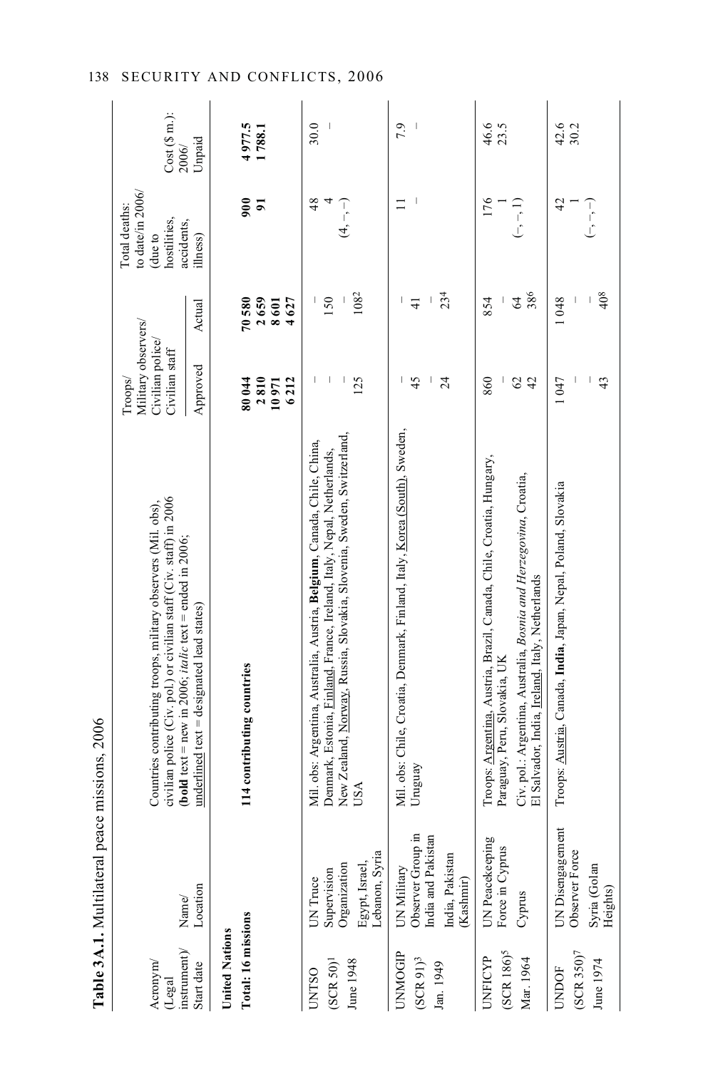**Table 3A.1.** Multilateral peace missions, 2006

| Acronym/ (Legal instrument)/ Start date | Name/ Location | Countries contributing troops, military observers (Mil. obs), civilian police (Civ. pol.) or civilian staff (Civ. staff) in 2006 (**bold** text = new in 2006; *italic* text = ended in 2006; underlined text = designated lead states) | Troops/ Military observers/ Civilian police/ Civilian staff | | Total deaths: to date/in 2006/ (due to hostilities, accidents, illness) | Cost ($ m.): 2006/ Unpaid |
|---|---|---|---|---|---|---|
| | | | Approved | Actual | | |
| **United Nations** | | | | | | |
| **Total: 16 missions** | | **114 contributing countries** | **80 044** **2 810** **10 971** **6 212** | **70 580** **2 659** **8 601** **4 627** | **900** **91** | **4 977.5** **1 788.1** |
| UNTSO (SCR 50)[1] June 1948 | UN Truce Supervision Organization Egypt, Israel, Lebanon, Syria | Mil. obs: Argentina, Australia, Austria, **Belgium**, Canada, Chile, China, Denmark, Estonia, Finland, France, Ireland, Italy, Nepal, Netherlands, New Zealand, Norway, Russia, Slovakia, Slovenia, Sweden, Switzerland, USA | – – – 125 | – 150 – 108[2] | 48 4 (4, –, –) | 30.0 – |
| UNMOGIP (SCR 91)[3] Jan. 1949 | UN Military Observer Group in India and Pakistan India, Pakistan (Kashmir) | Mil. obs: Chile, Croatia, Denmark, Finland, Italy, Korea (South), Sweden, Uruguay | – 45 – 24 | – 41 – 23[4] | 11 – | 7.9 – |
| UNFICYP (SCR 186)[5] Mar. 1964 | UN Peacekeeping Force in Cyprus Cyprus | Troops: Argentina, Austria, Brazil, Canada, Chile, Croatia, Hungary, Paraguay, Peru, Slovakia, UK Civ. pol.: Argentina, Australia, *Bosnia and Herzegovina*, Croatia, El Salvador, India, Ireland, Italy, Netherlands | 860 – 62 42 | 854 – 64 38[6] | 176 1 (–, –, 1) | 46.6 23.5 |
| UNDOF (SCR 350)[7] June 1974 | UN Disengagement Observer Force Syria (Golan Heights) | Troops: Austria, Canada, **India**, Japan, Nepal, Poland, Slovakia | 1 047 – – 43 | 1 048 – – 40[8] | 42 1 (–, –, –) | 42.6 30.2 |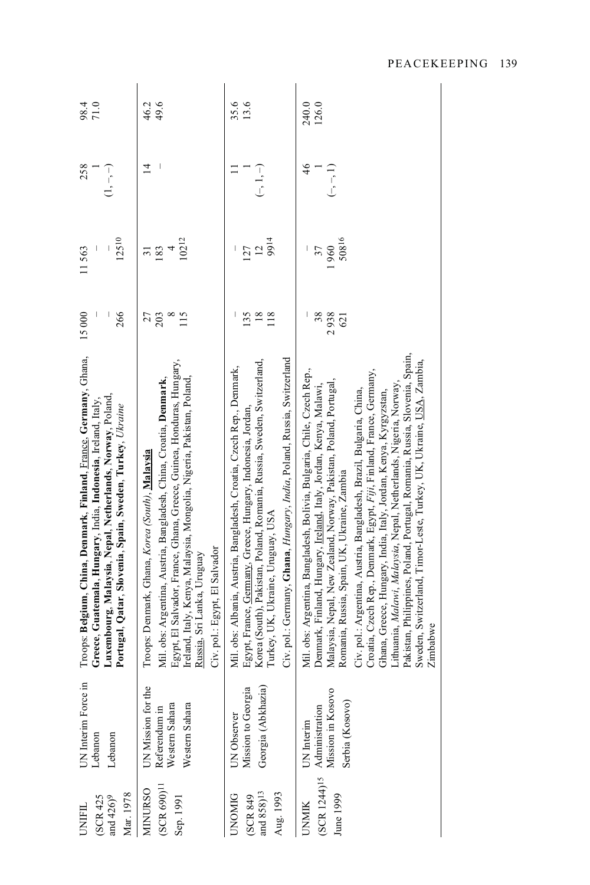| | | | | | | |
|---|---|---|---|---|---|---|
| UNIFIL (SCR 425 and 426)[9] Mar. 1978 | UN Interim Force in Lebanon Lebanon | Troops: **Belgium**, **China**, **Denmark**, **Finland**, France, **Germany**, Ghana, **Greece**, **Guatemala**, **Hungary**, India, **Indonesia**, Ireland, Italy, **Luxembourg**, **Malaysia**, **Nepal**, **Netherlands**, **Norway**, Poland, **Portugal**, **Qatar**, **Slovenia**, **Spain**, **Sweden**, **Turkey**, *Ukraine* | 15 000<br>–<br>–<br>266 | 11 563<br>–<br>–<br>125[10] | 258<br>1<br>(1, –, –) | 98.4<br>71.0 |
| MINURSO (SCR 690)[11] Sep. 1991 | UN Mission for the Referendum in Western Sahara Western Sahara | Troops: Denmark, Ghana, *Korea (South)*, **Malaysia**<br>Mil. obs: Argentina, Austria, Bangladesh, China, Croatia, **Denmark**, Egypt, El Salvador, France, Ghana, Greece, Guinea, Honduras, Hungary, Ireland, Italy, Kenya, Malaysia, Mongolia, Nigeria, Pakistan, Poland, Russia, Sri Lanka, Uruguay<br>Civ. pol.: Egypt, El Salvador | 27<br>203<br>8<br>115 | 31<br>183<br>4<br>102[12] | 14<br>– | 46.2<br>49.6 |
| UNOMIG (SCR 849 and 858)[13] Aug. 1993 | UN Observer Mission to Georgia Georgia (Abkhazia) | Mil. obs: Albania, Austria, Bangladesh, Croatia, Czech Rep., Denmark, Egypt, France, Germany, Greece, Hungary, Indonesia, Jordan, Korea (South), Pakistan, Poland, Romania, Russia, Sweden, Switzerland, Turkey, UK, Ukraine, Uruguay, USA<br>Civ. pol.: Germany, **Ghana**, *Hungary*, *India*, Poland, Russia, Switzerland | –<br>135<br>18<br>118 | –<br>127<br>12<br>99[14] | 11<br>1<br>(–, 1, –) | 35.6<br>13.6 |
| UNMIK (SCR 1244)[15] June 1999 | UN Interim Administration Mission in Kosovo Serbia (Kosovo) | Mil. obs: Argentina, Bangladesh, Bolivia, Bulgaria, Chile, Czech Rep., Denmark, Finland, Hungary, Ireland, Italy, Jordan, Kenya, Malawi, Malaysia, Nepal, New Zealand, Norway, Pakistan, Poland, Portugal, Romania, Russia, Spain, UK, Ukraine, Zambia<br>Civ. pol.: Argentina, Austria, Bangladesh, Brazil, Bulgaria, China, Croatia, Czech Rep., Denmark, Egypt, *Fiji*, Finland, France, Germany, Ghana, Greece, Hungary, India, Italy, Jordan, Kenya, Kyrgyzstan, Lithuania, *Malawi*, *Malaysia*, Nepal, Netherlands, Nigeria, Norway, Pakistan, Philippines, Poland, Portugal, Romania, Russia, Slovenia, Spain, Sweden, Switzerland, Timor-Leste, Turkey, UK, Ukraine, USA, Zambia, Zimbabwe | –<br>38<br>2 938<br>621 | –<br>37<br>1 960<br>508[16] | 46<br>1<br>(–, –, 1) | 240.0<br>126.0 |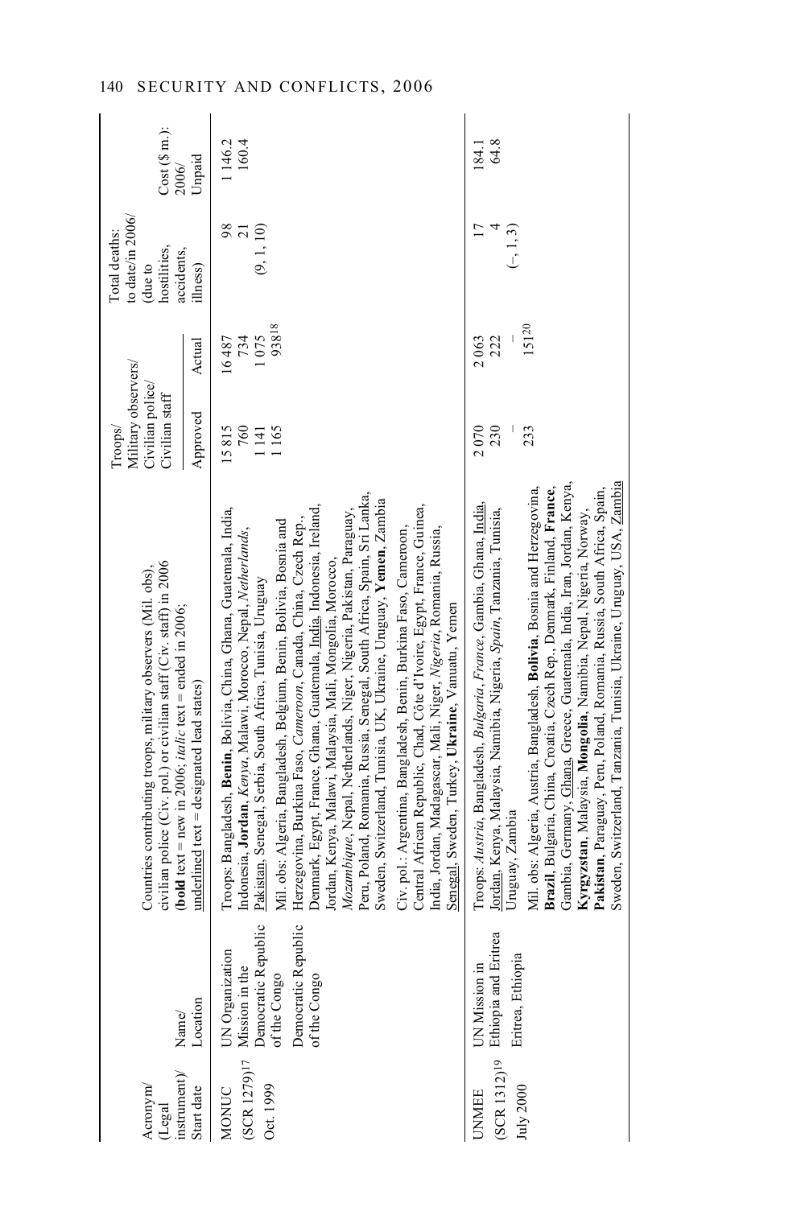| Acronym/ (Legal instrument)/ Start date | Name/ Location | Countries contributing troops, military observers (Mil. obs), civilian police (Civ. pol.) or civilian staff (Civ. staff) in 2006 (**bold** text = new in 2006; *italic* text = ended in 2006; underlined text = designated lead states) | Troops/ Military observers/ Civilian police/ Civilian staff | | Total deaths: to date/in 2006/ (due to hostilities, accidents, illness) | Cost ($ m.): 2006/ Unpaid |
|---|---|---|---|---|---|---|
| | | | Approved | Actual | | |
| MONUC (SCR 1279)[17] Oct. 1999 | UN Organization Mission in the Democratic Republic of the Congo Democratic Republic of the Congo | Troops: Bangladesh, **Benin**, Bolivia, China, Ghana, Guatemala, India, Indonesia, **Jordan**, *Kenya*, Malawi, Morocco, Nepal, *Netherlands*, Pakistan, Senegal, Serbia, South Africa, Tunisia, Uruguay<br>Mil. obs: Algeria, Bangladesh, Belgium, Benin, Bolivia, Bosnia and Herzegovina, Burkina Faso, *Cameroon*, Canada, China, Czech Rep., Denmark, Egypt, France, Ghana, Guatemala, India, Indonesia, Ireland, Jordan, Kenya, Malawi, Malaysia, Mali, Mongolia, Morocco, *Mozambique*, Nepal, Netherlands, Niger, Nigeria, Pakistan, Paraguay, Peru, Poland, Romania, Russia, Senegal, South Africa, Spain, Sri Lanka, Sweden, Switzerland, Tunisia, UK, Ukraine, Uruguay, **Yemen**, Zambia<br>Civ. pol.: Argentina, Bangladesh, Benin, Burkina Faso, Cameroon, Central African Republic, Chad, Côte d'Ivoire, Egypt, France, Guinea, India, Jordan, Madagascar, Mali, Niger, *Nigeria*, Romania, Russia, Senegal, Sweden, Turkey, **Ukraine**, Vanuatu, Yemen | 15 815<br>760<br>1 141<br>1 165 | 16 487<br>734<br>1 075<br>938[18] | 98<br>21<br>(9, 1, 10) | 1 146.2<br>160.4 |
| UNMEE (SCR 1312)[19] July 2000 | UN Mission in Ethiopia and Eritrea Eritrea, Ethiopia | Troops: *Austria*, Bangladesh, *Bulgaria*, *France*, Gambia, Ghana, India, Jordan, Kenya, Malaysia, Namibia, Nigeria, *Spain*, Tanzania, Tunisia, Uruguay, Zambia<br>Mil. obs: Algeria, Austria, Bangladesh, **Bolivia**, Bosnia and Herzegovina, **Brazil**, Bulgaria, China, Croatia, Czech Rep., Denmark, Finland, **France**, Gambia, Germany, Ghana, Greece, Guatemala, India, Iran, Jordan, Kenya, **Kyrgyzstan**, Malaysia, **Mongolia**, Namibia, Nepal, Nigeria, Norway, **Pakistan**, Paraguay, Peru, Poland, Romania, Russia, South Africa, Spain, Sweden, Switzerland, Tanzania, Tunisia, Ukraine, Uruguay, USA, Zambia | 2 070<br>230<br>–<br>233 | 2 063<br>222<br>–<br>151[20] | 17<br>4<br>(–, 1, 3) | 184.1<br>64.8 |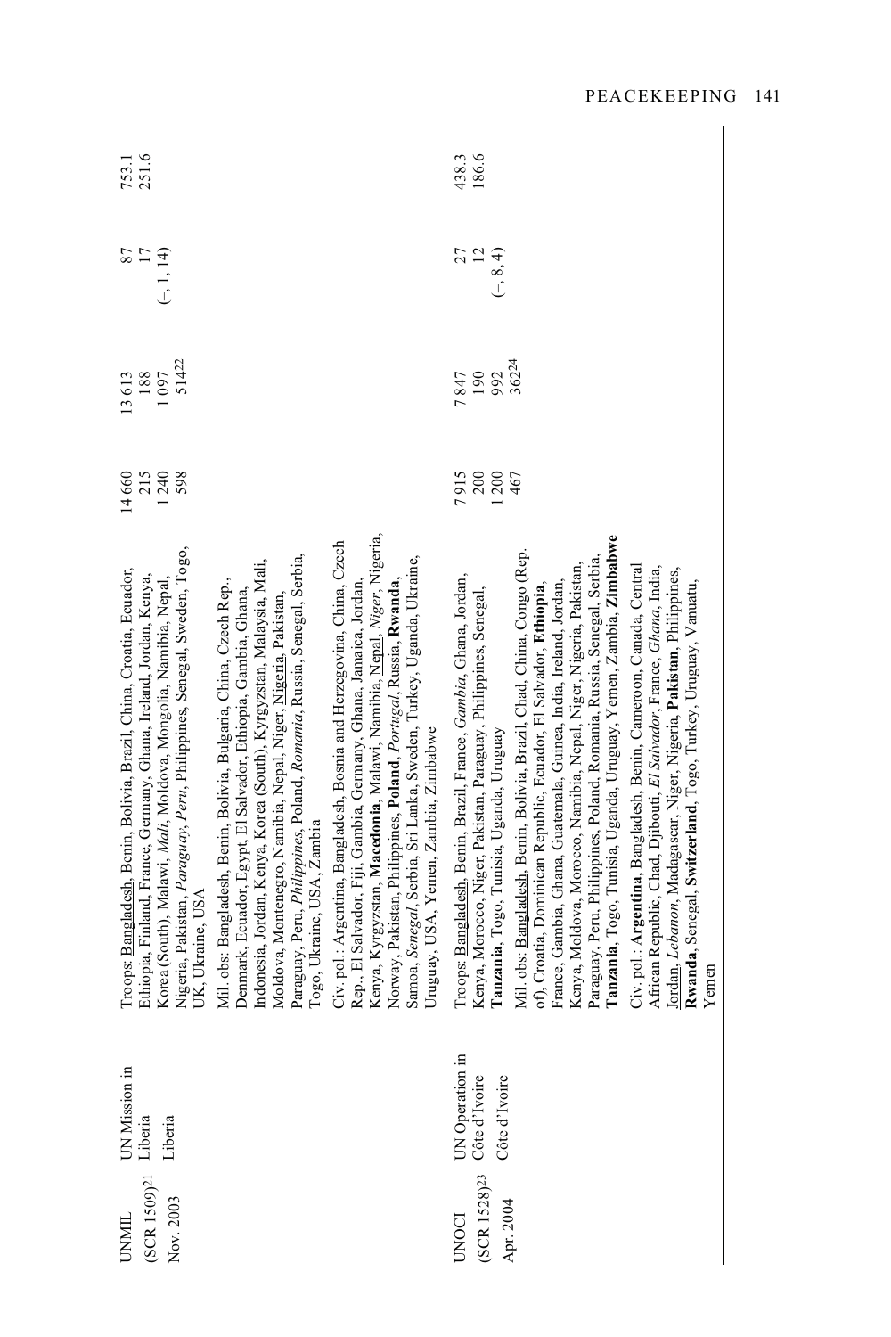| | | | | | | |
|---|---|---|---|---|---|---|
| UNMIL<br>(SCR 1509)[21]<br>Nov. 2003 | UN Mission in Liberia<br>Liberia | Troops: <u>Bangladesh</u>, Benin, Bolivia, Brazil, China, Croatia, Ecuador, Ethiopia, Finland, France, Germany, Ghana, Ireland, Jordan, Kenya, Korea (South), Malawi, *Mali*, Moldova, Mongolia, Namibia, Nepal, Nigeria, Pakistan, *Paraguay*, *Peru*, Philippines, Senegal, Sweden, Togo, UK, Ukraine, USA<br>Mil. obs: Bangladesh, Benin, Bolivia, Bulgaria, China, Czech Rep., Denmark, Ecuador, Egypt, El Salvador, Ethiopia, Gambia, Ghana, Indonesia, Jordan, Kenya, Korea (South), Kyrgyzstan, Malaysia, Mali, Moldova, Montenegro, Namibia, Nepal, Niger, <u>Nigeria</u>, Pakistan, Paraguay, Peru, *Philippines*, Poland, *Romania*, Russia, Senegal, Serbia, Togo, Ukraine, USA, Zambia<br>Civ. pol.: Argentina, Bangladesh, Bosnia and Herzegovina, China, Czech Rep., El Salvador, Fiji, Gambia, Germany, Ghana, Jamaica, Jordan, Kenya, Kyrgyzstan, **Macedonia**, Malawi, Namibia, <u>Nepal</u>, *Niger*, Nigeria, Norway, Pakistan, Philippines, **Poland**, *Portugal*, Russia, **Rwanda**, Samoa, *Senegal*, Serbia, Sri Lanka, Sweden, Turkey, Uganda, Ukraine, Uruguay, USA, Yemen, Zambia, Zimbabwe | 14 660<br>215<br>1 240<br>598 | 13 613<br>188<br>1 097<br>514[22] | 87<br>17<br>(–, 1, 14) | 753.1<br>251.6 |
| UNOCI<br>(SCR 1528)[23]<br>Apr. 2004 | UN Operation in Côte d'Ivoire<br>Côte d'Ivoire | Troops: <u>Bangladesh</u>, Benin, Brazil, France, *Gambia*, Ghana, Jordan, Kenya, Morocco, Niger, Pakistan, Paraguay, Philippines, Senegal, **Tanzania**, Togo, Tunisia, Uganda, Uruguay<br>Mil. obs: <u>Bangladesh</u>, Benin, Bolivia, Brazil, Chad, China, Congo (Rep. of), Croatia, Dominican Republic, Ecuador, El Salvador, **Ethiopia**, France, Gambia, Ghana, Guatemala, Guinea, India, Ireland, Jordan, Kenya, Moldova, Morocco, Namibia, Nepal, Niger, Nigeria, Pakistan, Paraguay, Peru, Philippines, Poland, Romania, <u>Russia</u>, Senegal, Serbia, **Tanzania**, Togo, Tunisia, Uganda, Uruguay, Yemen, Zambia, **Zimbabwe**<br>Civ. pol.: **Argentina**, Bangladesh, Benin, Cameroon, Canada, Central African Republic, Chad, Djibouti, *El Salvador*, France, *Ghana*, India, <u>Jordan</u>, *Lebanon*, Madagascar, Niger, Nigeria, **Pakistan**, Philippines, **Rwanda**, Senegal, **Switzerland**, Togo, Turkey, Uruguay, Vanuatu, Yemen | 7 915<br>200<br>1 200<br>467 | 7 847<br>190<br>992<br>362[24] | 27<br>12<br>(–, 8, 4) | 438.3<br>186.6 |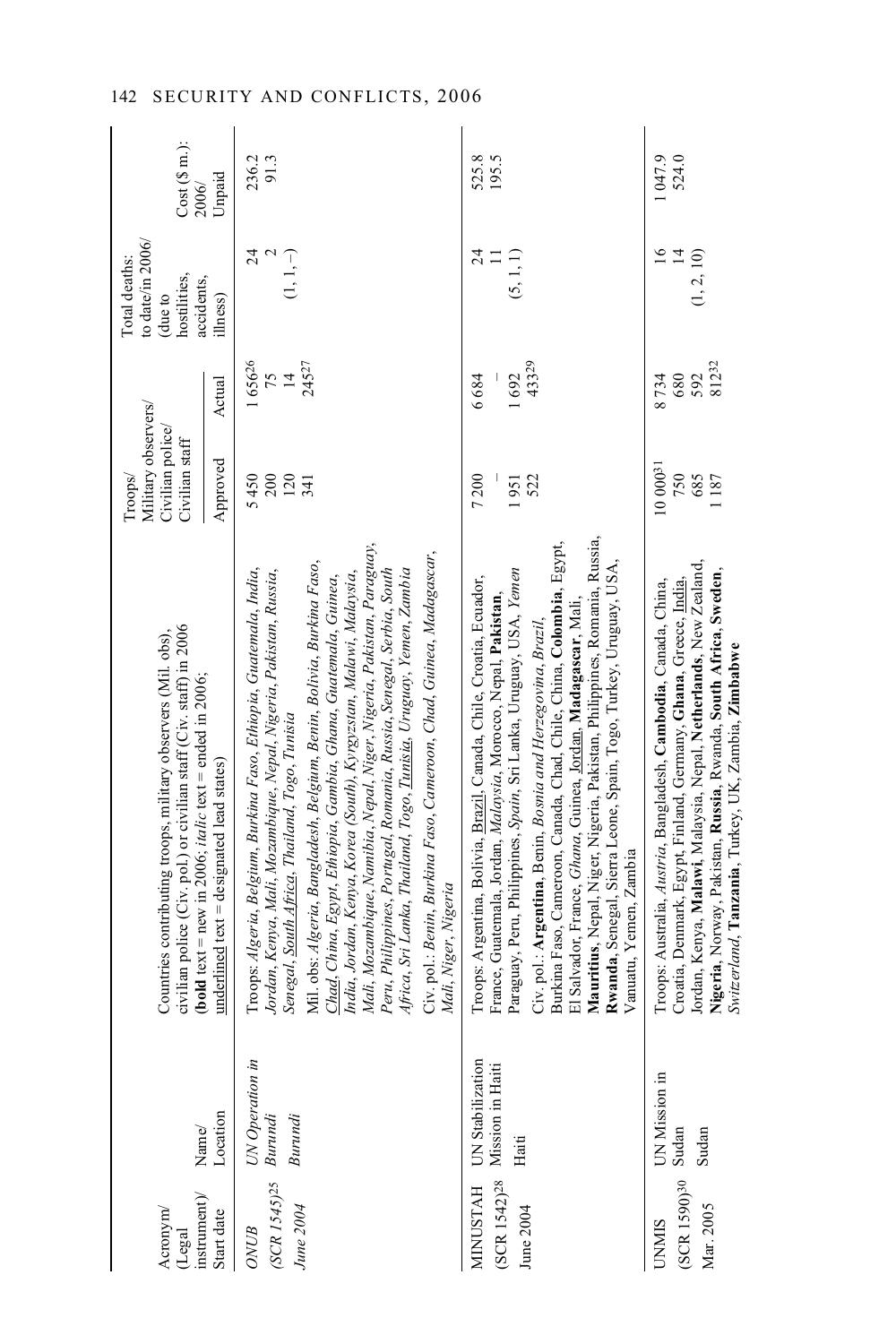| Acronym/ (Legal instrument)/ Start date | Name/ Location | Countries contributing troops, military observers (Mil. obs), civilian police (Civ. pol.) or civilian staff (Civ. staff) in 2006 (**bold** text = new in 2006; *italic* text = ended in 2006; underlined text = designated lead states) | Troops/ Military observers/ Civilian police/ Civilian staff | | Total deaths: to date/in 2006/ (due to hostilities, accidents, illness) | Cost ($ m.): 2006/ Unpaid |
|---|---|---|---|---|---|---|
| | | | Approved | Actual | | |
| *ONUB* *(SCR 1545)*[25] *June 2004* | *UN Operation in Burundi* *Burundi* | Troops: *Algeria, Belgium, Burkina Faso, Ethiopia, Guatemala, India, Jordan, Kenya, Mali, Mozambique, Nepal, Nigeria, Pakistan, Russia, Senegal, South Africa, Thailand, Togo, Tunisia* Mil. obs: *Algeria, Bangladesh, Belgium, Benin, Bolivia, Burkina Faso, Chad, China, Egypt, Ethiopia, Gambia, Ghana, Guatemala, Guinea, India, Jordan, Kenya, Korea (South), Kyrgyzstan, Malawi, Malaysia, Mali, Mozambique, Namibia, Nepal, Niger, Nigeria, Pakistan, Paraguay, Peru, Philippines, Portugal, Romania, Russia, Senegal, Serbia, South Africa, Sri Lanka, Thailand, Togo, Tunisia, Uruguay, Yemen, Zambia* Civ. pol.: *Benin, Burkina Faso, Cameroon, Chad, Guinea, Madagascar, Mali, Niger, Nigeria* | 5 450 200 120 341 | 1 656[26] 75 14 245[27] | 24 2 (1, 1, –) | 236.2 91.3 |
| MINUSTAH (SCR 1542)[28] June 2004 | UN Stabilization Mission in Haiti Haiti | Troops: Argentina, Bolivia, Brazil, Canada, Chile, Croatia, Ecuador, France, Guatemala, Jordan, *Malaysia*, Morocco, Nepal, **Pakistan**, Paraguay, Peru, Philippines, *Spain*, Sri Lanka, Uruguay, USA, *Yemen* Civ. pol.: **Argentina**, Benin, *Bosnia and Herzegovina*, *Brazil*, Burkina Faso, Cameroon, Canada, Chad, Chile, China, **Colombia**, Egypt, El Salvador, France, *Ghana*, Guinea, Jordan, **Madagascar**, Mali, **Mauritius**, Nepal, Niger, Nigeria, Pakistan, Philippines, Romania, Russia, **Rwanda**, Senegal, Sierra Leone, Spain, Togo, Turkey, Uruguay, USA, Vanuatu, Yemen, Zambia | 7 200 – 1 951 522 | 6 684 – 1 692 433[29] | 24 11 (5, 1, 1) | 525.8 195.5 |
| UNMIS (SCR 1590)[30] Mar. 2005 | UN Mission in Sudan Sudan | Troops: Australia, *Austria*, Bangladesh, **Cambodia**, Canada, China, Croatia, Denmark, Egypt, Finland, Germany, **Ghana**, Greece, India, Jordan, Kenya, **Malawi**, Malaysia, Nepal, **Netherlands**, New Zealand, **Nigeria**, Norway, Pakistan, **Russia**, Rwanda, **South Africa**, **Sweden**, *Switzerland*, **Tanzania**, Turkey, UK, Zambia, **Zimbabwe** | 10 000[31] 750 685 1 187 | 8 734 680 592 812[32] | 16 14 (1, 2, 10) | 1 047.9 524.0 |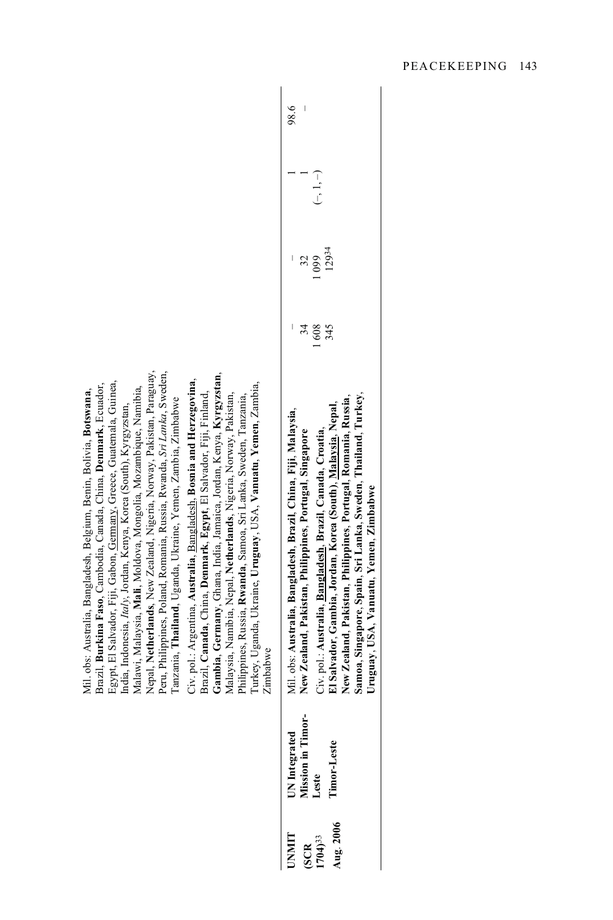| | | | | | | |
|---|---|---|---|---|---|---|
| | | Mil. obs: Australia, Bangladesh, Belgium, Benin, Bolivia, **Botswana**, Brazil, **Burkina Faso**, Cambodia, Canada, China, **Denmark**, Ecuador, Egypt, El Salvador, Fiji, Gabon, Germany, Greece, Guatemala, Guinea, India, Indonesia, *Italy*, Jordan, Kenya, Korea (South), Kyrgyzstan, Malawi, Malaysia, **Mali**, Moldova, Mongolia, Mozambique, Namibia, Nepal, **Netherlands**, New Zealand, Nigeria, Norway, Pakistan, Paraguay, Peru, Philippines, Poland, Romania, Russia, Rwanda, *Sri Lanka*, Sweden, Tanzania, **Thailand**, Uganda, Ukraine, Yemen, Zambia, Zimbabwe<br>Civ. pol.: Argentina, **Australia**, Bangladesh, **Bosnia and Herzegovina**, Brazil, **Canada**, China, **Denmark**, **Egypt**, El Salvador, Fiji, Finland, **Gambia**, **Germany**, Ghana, India, Jamaica, Jordan, Kenya, **Kyrgyzstan**, Malaysia, Namibia, Nepal, **Netherlands**, Nigeria, Norway, Pakistan, Philippines, Russia, **Rwanda**, Samoa, Sri Lanka, Sweden, Tanzania, Turkey, Uganda, Ukraine, **Uruguay**, USA, **Vanuatu**, **Yemen**, Zambia, Zimbabwe | | | | |
| **UNMIT (SCR 1704)**[33]<br>**Aug. 2006** | **UN Integrated Mission in Timor-Leste**<br>**Timor-Leste** | Mil. obs: **Australia**, **Bangladesh**, **Brazil**, **China**, **Fiji**, **Malaysia**, **New Zealand**, **Pakistan**, **Philippines**, **Portugal**, **Singapore**<br>Civ. pol.: **Australia**, **Bangladesh**, **Brazil**, **Canada**, **Croatia**, **El Salvador**, **Gambia**, **Jordan**, **Korea (South)**, **Malaysia**, **Nepal**, **New Zealand**, **Pakistan**, **Philippines**, **Portugal**, **Romania**, **Russia**, **Samoa**, **Singapore**, **Spain**, **Sri Lanka**, **Sweden**, **Thailand**, **Turkey**, **Uruguay**, **USA**, **Vanuatu**, **Yemen**, **Zimbabwe** | –<br>34<br>1 608<br>345 | –<br>32<br>1 099<br>129[34] | 1<br>1<br>(–, 1, –) | 98.6<br>– |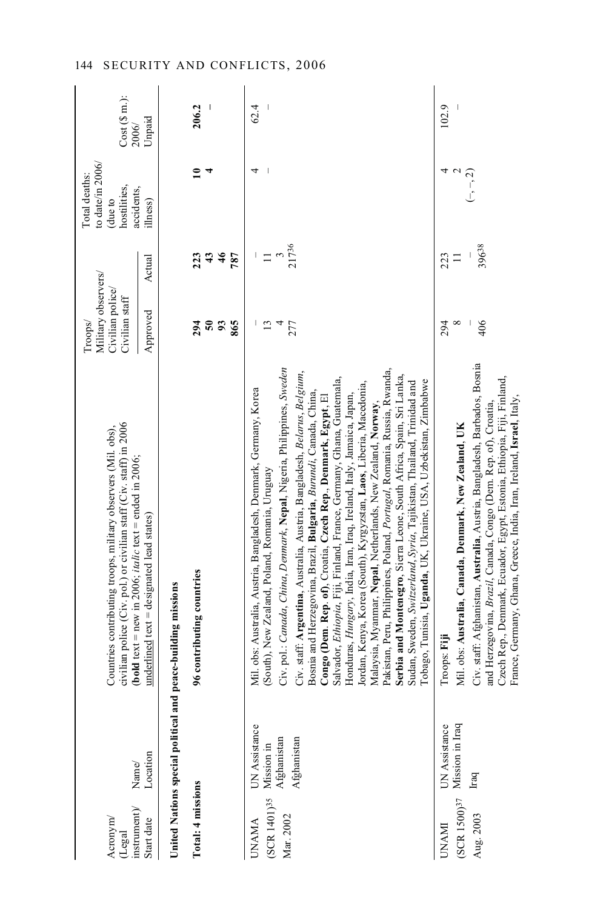| Acronym/ (Legal instrument)/ Start date | Name/ Location | Countries contributing troops, military observers (Mil. obs), civilian police (Civ. pol.) or civilian staff (Civ. staff) in 2006 (**bold** text = new in 2006; *italic* text = ended in 2006; underlined text = designated lead states) | Troops/ Military observers/ Civilian police/ Civilian staff | | Total deaths: to date/in 2006/ (due to hostilities, accidents, illness) | Cost ($ m.): 2006/ Unpaid |
|---|---|---|---|---|---|---|
| | | | Approved | Actual | | |
| **United Nations special political and peace-building missions** | | | | | | |
| **Total: 4 missions** | | **96 contributing countries** | **294** **50** **93** **865** | **223** **43** **46** **787** | **10** **4** | **206.2** – |
| UNAMA (SCR 1401)[35] Mar. 2002 | UN Assistance Mission in Afghanistan Afghanistan | Mil. obs: Australia, Austria, Bangladesh, Denmark, Germany, Korea (South), New Zealand, Poland, Romania, Uruguay<br>Civ. pol.: *Canada*, *China*, *Denmark*, **Nepal**, Nigeria, Philippines, *Sweden*<br>Civ. staff: **Argentina**, Australia, Austria, Bangladesh, *Belarus*, *Belgium*, Bosnia and Herzegovina, Brazil, **Bulgaria**, *Burundi*, Canada, China, **Congo (Dem. Rep. of)**, Croatia, **Czech Rep.**, **Denmark**, **Egypt**, El Salvador, *Ethiopia*, Fiji, Finland, France, Germany, Ghana, Guatemala, Honduras, *Hungary*, India, Iran, Iraq, Ireland, Italy, Jamaica, Japan, Jordan, Kenya, Korea (South), Kyrgyzstan, **Laos**, Liberia, Macedonia, Malaysia, Myanmar, **Nepal**, Netherlands, New Zealand, **Norway**, Pakistan, Peru, Philippines, Poland, *Portugal*, Romania, Russia, Rwanda, **Serbia and Montenegro**, Sierra Leone, South Africa, Spain, Sri Lanka, Sudan, Sweden, *Switzerland*, *Syria*, Tajikistan, Thailand, Trinidad and Tobago, Tunisia, **Uganda**, UK, Ukraine, USA, Uzbekistan, Zimbabwe | – 13 4 277 | – 11 3 217[36] | 4 – | 62.4 – |
| UNAMI (SCR 1500)[37] Aug. 2003 | UN Assistance Mission in Iraq Iraq | Troops: **Fiji**<br>Mil. obs: **Australia**, **Canada**, **Denmark**, **New Zealand**, **UK**<br>Civ. staff: Afghanistan, **Australia**, Austria, Bangladesh, Barbados, Bosnia and Herzegovina, *Brazil*, Canada, Congo (Dem. Rep. of), Croatia, Czech Rep., Denmark, Ecuador, Egypt, Estonia, Ethiopia, Fiji, Finland, France, Germany, Ghana, Greece, India, Iran, Ireland, **Israel**, Italy, | 294 8 – 406 | 223 11 – 396[38] | 4 2 (–, –, 2) | 102.9 – |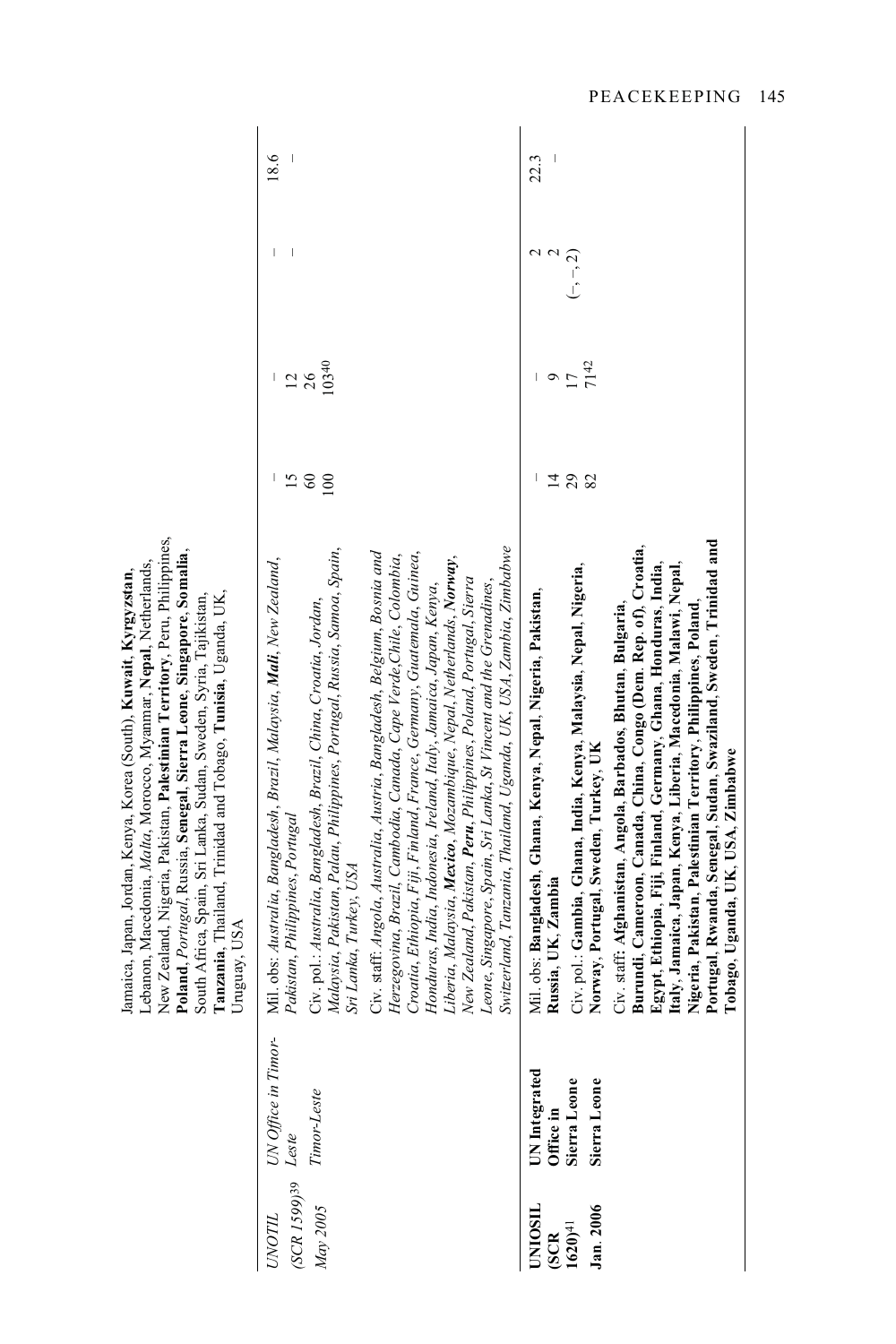| | | | | | | |
|---|---|---|---|---|---|---|
| | | Jamaica, Japan, Jordan, Kenya, Korea (South), **Kuwait**, **Kyrgyzstan**, Lebanon, Macedonia, *Malta*, Morocco, Myanmar, **Nepal**, Netherlands, New Zealand, Nigeria, Pakistan, **Palestinian Territory**, Peru, Philippines, **Poland**, *Portugal*, Russia, **Senegal**, **Sierra Leone**, **Singapore**, **Somalia**, South Africa, Spain, Sri Lanka, Sudan, Sweden, Syria, Tajikistan, **Tanzania**, Thailand, Trinidad and Tobago, **Tunisia**, Uganda, UK, Uruguay, USA | | | | |
| *UNOTIL (SCR 1599)*[39] *May 2005* | *UN Office in Timor-Leste* *Timor-Leste* | Mil. obs: *Australia, Bangladesh, Brazil, Malaysia,* ***Mali****, New Zealand, Pakistan, Philippines, Portugal*<br>Civ. pol.: *Australia, Bangladesh, Brazil, China, Croatia, Jordan, Malaysia, Pakistan, Palau, Philippines, Portugal, Russia, Samoa, Spain, Sri Lanka, Turkey, USA*<br>Civ. staff: *Angola, Australia, Austria, Bangladesh, Belgium, Bosnia and Herzegovina, Brazil, Cambodia, Canada, Cape Verde, Chile, Colombia, Croatia, Ethiopia, Fiji, Finland, France, Germany, Guatemala, Guinea, Honduras, India, Indonesia, Ireland, Italy, Jamaica, Japan, Kenya, Liberia, Malaysia,* ***Mexico****, Mozambique, Nepal, Netherlands,* ***Norway****, New Zealand, Pakistan,* ***Peru****, Philippines, Poland, Portugal, Sierra Leone, Singapore, Spain, Sri Lanka, St Vincent and the Grenadines, Switzerland, Tanzania, Thailand, Uganda, UK, USA, Zambia, Zimbabwe* | –<br>15<br>60<br>100 | –<br>12<br>26<br>103[40] | –<br>– | 18.6<br>– |
| **UNIOSIL (SCR 1620)**[41] **Jan. 2006** | **UN Integrated Office in Sierra Leone** **Sierra Leone** | Mil. obs: **Bangladesh**, **Ghana**, **Kenya**, **Nepal**, **Nigeria**, **Pakistan**, **Russia**, **UK**, **Zambia**<br>Civ. pol.: **Gambia**, **Ghana**, **India**, **Kenya**, **Malaysia**, **Nepal**, **Nigeria**, **Norway**, **Portugal**, **Sweden**, **Turkey**, **UK**<br>Civ. staff: **Afghanistan**, **Angola**, **Barbados**, **Bhutan**, **Bulgaria**, **Burundi**, **Cameroon**, **Canada**, **China**, **Congo (Dem. Rep. of)**, **Croatia**, **Egypt**, **Ethiopia**, **Fiji**, **Finland**, **Germany**, **Ghana**, **Honduras**, **India**, **Italy**, **Jamaica**, **Japan**, **Kenya**, **Liberia**, **Macedonia**, **Malawi**, **Nepal**, **Nigeria**, **Pakistan**, **Palestinian Territory**, **Philippines**, **Poland**, **Portugal**, **Rwanda**, **Senegal**, **Sudan**, **Swaziland**, **Sweden**, **Trinidad and Tobago**, **Uganda**, **UK**, **USA**, **Zimbabwe** | –<br>14<br>29<br>82 | –<br>9<br>17<br>71[42] | 2<br>2<br>(–, –, 2) | 22.3<br>– |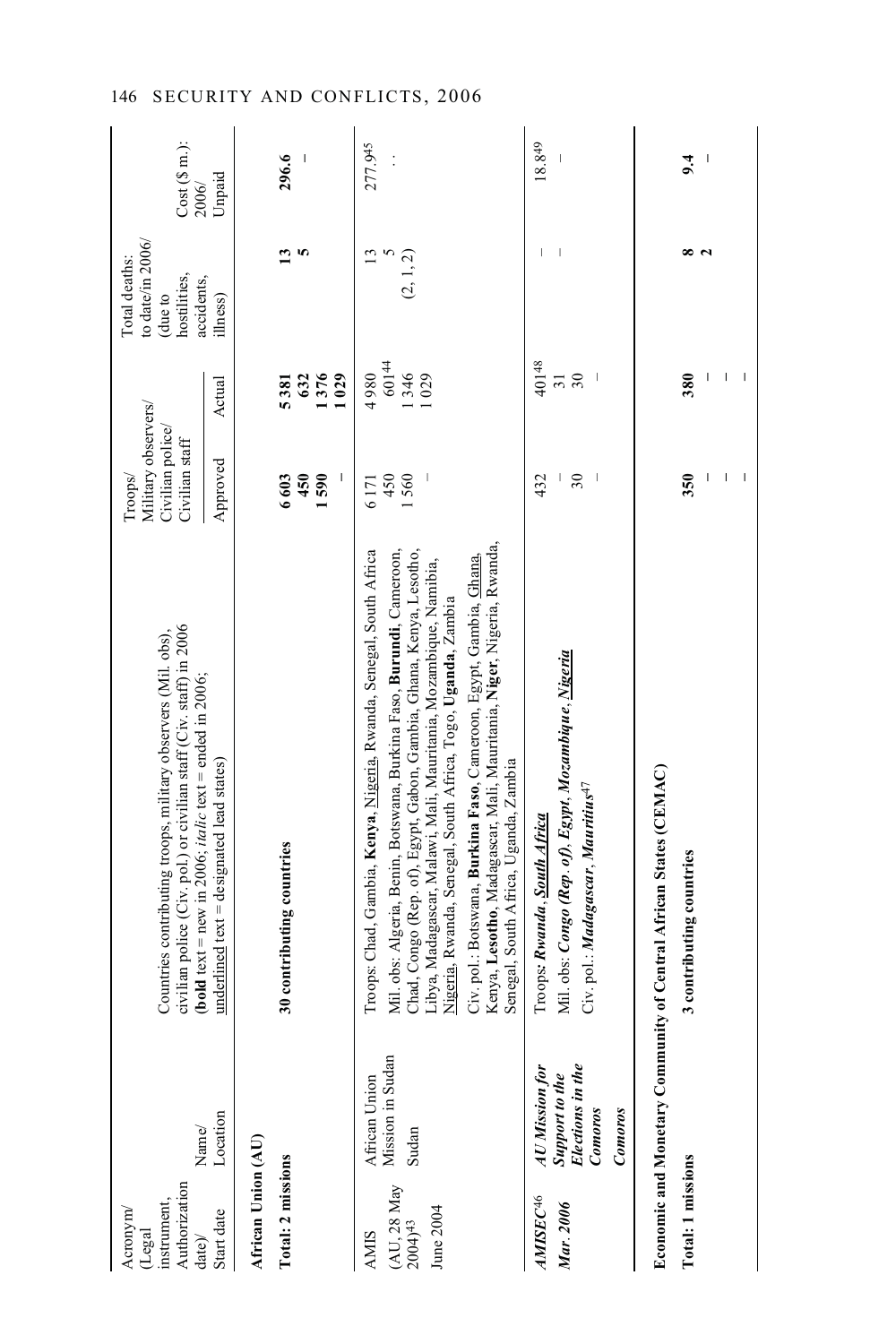| Acronym/ (Legal instrument, Authorization date)/ Start date | Name/ Location | Countries contributing troops, military observers (Mil. obs), civilian police (Civ. pol.) or civilian staff (Civ. staff) in 2006 (**bold** text = new in 2006; *italic* text = ended in 2006; underlined text = designated lead states) | Troops/ Military observers/ Civilian police/ Civilian staff | | Total deaths: to date/in 2006/ (due to hostilities, accidents, illness) | Cost ($ m.): 2006/ Unpaid |
|---|---|---|---|---|---|---|
| | | | Approved | Actual | | |
| **African Union (AU)** | | | | | | |
| **Total: 2 missions** | | **30 contributing countries** | **6 603** | **5 381** | **13** | **296.6** |
| | | | **450** | **632** | **5** | – |
| | | | **1 590** | **1 376** | | |
| | | | – | **1 029** | | |
| AMIS (AU, 28 May 2004)[43] June 2004 | African Union Mission in Sudan Sudan | Troops: Chad, Gambia, **Kenya**, Nigeria, Rwanda, Senegal, South Africa<br>Mil. obs: Algeria, Benin, Botswana, Burkina Faso, **Burundi**, Cameroon, Chad, Congo (Rep. of), Egypt, Gabon, Gambia, Ghana, Kenya, Lesotho, Libya, Madagascar, Malawi, Mali, Mauritania, Mozambique, Namibia, Nigeria, Rwanda, Senegal, South Africa, Togo, **Uganda**, Zambia<br>Civ. pol.: Botswana, **Burkina Faso**, Cameroon, Egypt, Gambia, Ghana, Kenya, **Lesotho**, Madagascar, Mali, Mauritania, **Niger**, Nigeria, Rwanda, Senegal, South Africa, Uganda, Zambia | 6 171<br>450<br>1 560<br>– | 4 980<br>601[44]<br>1 346<br>1 029 | 13<br>5<br>(2, 1, 2) | 277.9[45]<br>. . |
| *AMISEC*[46] *Mar. 2006* | *AU Mission for Support to the Elections in the Comoros* *Comoros* | Troops: ***Rwanda***, ***South Africa***<br>Mil. obs: ***Congo (Rep. of)***, ***Egypt***, ***Mozambique***, ***Nigeria***<br>Civ. pol.: ***Madagascar***, ***Mauritius***[47] | 432<br>–<br>30<br>– | 40[48]<br>31<br>30<br>– | –<br>– | 18.8[49]<br>– |
| **Economic and Monetary Community of Central African States (CEMAC)** | | | | | | |
| **Total: 1 missions** | | **3 contributing countries** | **350** | **380** | **8** | **9.4** |
| | | | – | – | **2** | – |
| | | | – | – | | |
| | | | – | – | | |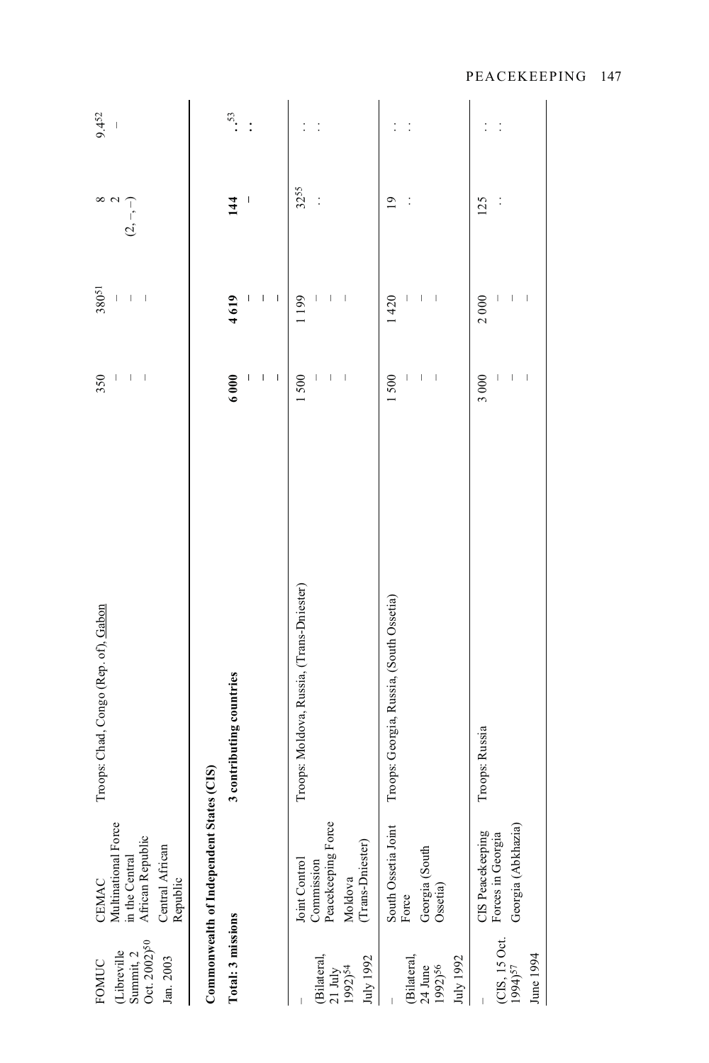| | | | | | | |
|---|---|---|---|---|---|---|
| FOMUC (Libreville Summit, 2 Oct. 2002)[50] Jan. 2003 | CEMAC Multinational Force in the Central African Republic Central African Republic | Troops: Chad, Congo (Rep. of), Gabon | 350 – – – | 380[51] – – – | 8 2 (2, –, –) | 9.4[52] – |
| **Commonwealth of Independent States (CIS)** | | | | | | |
| **Total: 3 missions** | | **3 contributing countries** | **6 000** – – – | **4 619** – – – | **144** – | **. .[53]** **. .** |
| – (Bilateral, 21 July 1992)[54] July 1992 | Joint Control Commission Peacekeeping Force Moldova (Trans-Dniester) | Troops: Moldova, Russia, (Trans-Dniester) | 1 500 – – – | 1 199 – – – | 32[55] . . | . . . . |
| – (Bilateral, 24 June 1992)[56] July 1992 | South Ossetia Joint Force Georgia (South Ossetia) | Troops: Georgia, Russia, (South Ossetia) | 1 500 – – – | 1 420 – – – | 19 . . | . . . . |
| – (CIS, 15 Oct. 1994)[57] June 1994 | CIS Peacekeeping Forces in Georgia Georgia (Abkhazia) | Troops: Russia | 3 000 – – – | 2 000 – – – | 125 . . | . . . . |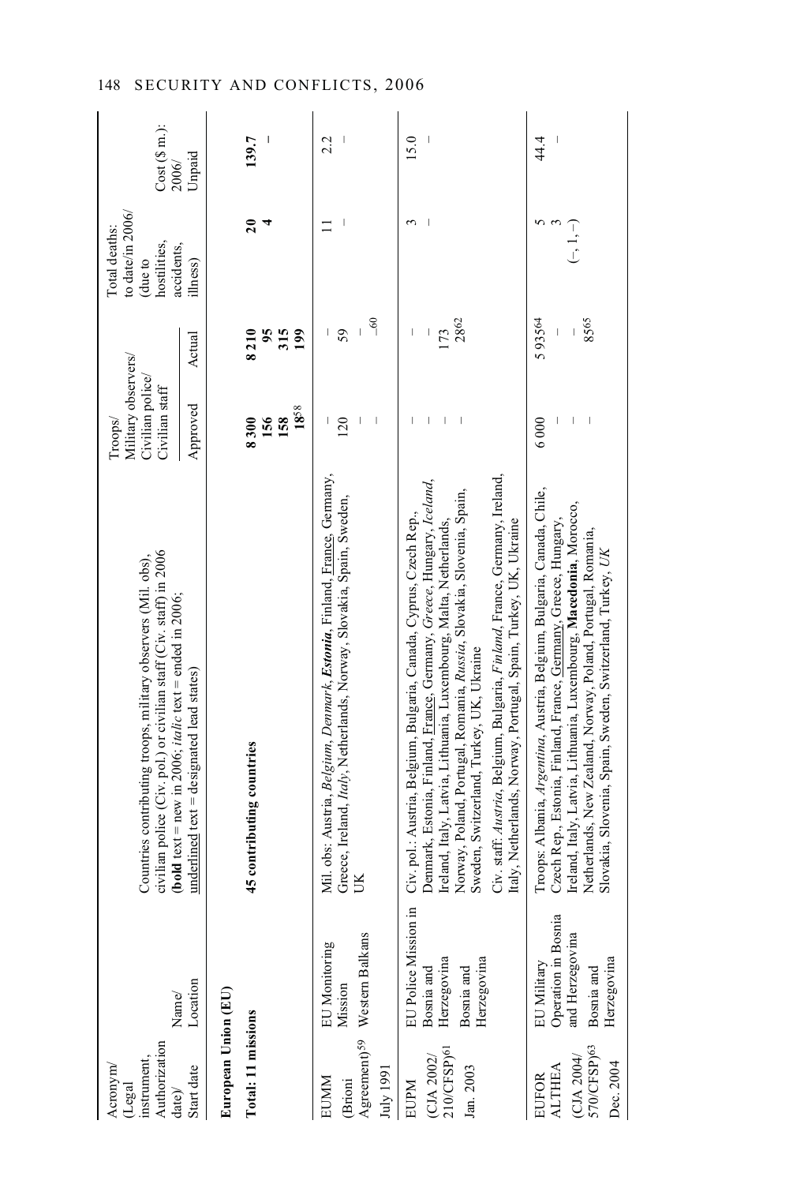| Acronym/ (Legal instrument, Authorization date)/ Start date | Name/ Location | Countries contributing troops, military observers (Mil. obs), civilian police (Civ. pol.) or civilian staff (Civ. staff) in 2006 (**bold** text = new in 2006; *italic* text = ended in 2006; underlined text = designated lead states) | Troops/ Military observers/ Civilian police/ Civilian staff | | Total deaths: to date/in 2006/ (due to hostilities, accidents, illness) | Cost ($ m.): 2006/ Unpaid |
|---|---|---|---|---|---|---|
| | | | Approved | Actual | | |
| **European Union (EU)** | | | | | | |
| **Total: 11 missions** | | **45 contributing countries** | **8 300** **156** **158** **18**[58] | **8 210** **95** **315** **199** | **20** **4** | **139.7** – |
| EUMM (Brioni Agreement)[59] July 1991 | EU Monitoring Mission Western Balkans | Mil. obs: Austria, *Belgium*, *Denmark*, ***Estonia***, Finland, France, Germany, Greece, Ireland, *Italy*, Netherlands, Norway, Slovakia, Spain, Sweden, UK | – 120 – – | – 59 – –[60] | 11 – | 2.2 – |
| EUPM (CJA 2002/ 210/CFSP)[61] Jan. 2003 | EU Police Mission in Bosnia and Herzegovina Bosnia and Herzegovina | Civ. pol.: Austria, Belgium, Bulgaria, Canada, Cyprus, Czech Rep., Denmark, Estonia, Finland, France, Germany, *Greece*, Hungary, *Iceland*, Ireland, Italy, Latvia, Lithuania, Luxembourg, Malta, Netherlands, Norway, Poland, Portugal, Romania, *Russia*, Slovakia, Slovenia, Spain, Sweden, Switzerland, Turkey, UK, Ukraine<br>Civ. staff: *Austria*, Belgium, Bulgaria, *Finland*, France, Germany, Ireland, Italy, Netherlands, Norway, Portugal, Spain, Turkey, UK, Ukraine | – – – – | – – 173 28[62] | 3 – | 15.0 – |
| EUFOR ALTHEA (CJA 2004/ 570/CFSP)[63] Dec. 2004 | EU Military Operation in Bosnia and Herzegovina Bosnia and Herzegovina | Troops: Albania, *Argentina*, Austria, Belgium, Bulgaria, Canada, Chile, Czech Rep., Estonia, Finland, France, Germany, Greece, Hungary, Ireland, Italy, Latvia, Lithuania, Luxembourg, **Macedonia**, Morocco, Netherlands, New Zealand, Norway, Poland, Portugal, Romania, Slovakia, Slovenia, Spain, Sweden, Switzerland, Turkey, *UK* | 6 000 – – – | 5 935[64] – – 85[65] | 5 3 (–, 1, –) | 44.4 – |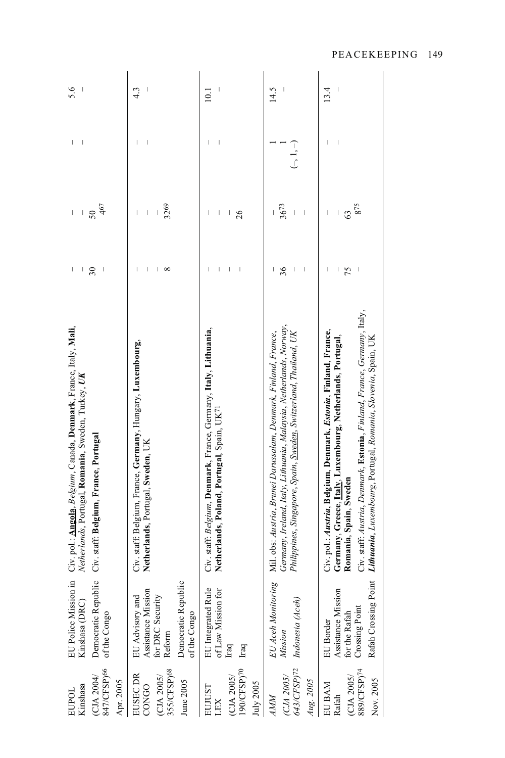| | | | | | | |
|---|---|---|---|---|---|---|
| EUPOL Kinshasa<br>(CJA 2004/ 847/CFSP)[66]<br>Apr. 2005 | EU Police Mission in Kinshasa (DRC)<br>Democratic Republic of the Congo | Civ. pol.: **Angola**, *Belgium*, Canada, **Denmark**, France, Italy, **Mali**, *Netherlands*, Portugal, **Romania**, Sweden, Turkey, ***UK***<br>Civ. staff: **Belgium**, **France**, **Portugal** | –<br>–<br>30<br>– | –<br>–<br>50<br>4[67] | –<br>– | 5.6<br>– |
| EUSEC DR CONGO<br>(CJA 2005/ 355/CFSP)[68]<br>June 2005 | EU Advisory and Assistance Mission for DRC Security Reform<br>Democratic Republic of the Congo | Civ. staff: Belgium, France, **Germany**, Hungary, **Luxembourg**, **Netherlands**, Portugal, **Sweden**, UK | –<br>–<br>–<br>8 | –<br>–<br>–<br>32[69] | –<br>– | 4.3<br>– |
| EUJUST LEX<br>(CJA 2005/ 190/CFSP)[70]<br>July 2005 | EU Integrated Rule of Law Mission for Iraq<br>Iraq | Civ. staff: *Belgium*, **Denmark**, France, Germany, **Italy**, **Lithuania**, **Netherlands**, **Poland**, **Portugal**, Spain, UK[71] | –<br>–<br>–<br>– | –<br>–<br>–<br>26 | –<br>– | 10.1<br>– |
| *AMM*<br>*(CJA 2005/ 643/CFSP)*[72]<br>*Aug. 2005* | *EU Aceh Monitoring Mission*<br>*Indonesia (Aceh)* | Mil. obs: *Austria, Brunei Darussalam, Denmark, Finland, France, Germany, Ireland, Italy, Lithuania, Malaysia, Netherlands, Norway, Philippines, Singapore, Spain, Sweden, Switzerland, Thailand, UK* | –<br>36<br>–<br>– | –<br>36[73]<br>–<br>– | 1<br>1<br>(–, 1, –) | 14.5<br>– |
| EU BAM Rafah<br>(CJA 2005/ 889/CFSP)[74]<br>Nov. 2005 | EU Border Assistance Mission for the Rafah Crossing Point<br>Rafah Crossing Point | Civ. pol.: ***Austria***, **Belgium**, **Denmark**, ***Estonia***, **Finland**, **France**, **Germany**, **Greece**, **Italy**, **Luxembourg**, **Netherlands**, **Portugal**, **Romania**, **Spain**, **Sweden**<br>Civ. staff: *Austria*, *Denmark*, **Estonia**, *Finland*, *France*, *Germany*, Italy, ***Lithuania***, *Luxembourg*, Portugal, *Romania*, *Slovenia*, Spain, UK | –<br>–<br>75<br>– | –<br>–<br>63<br>8[75] | –<br>– | 13.4<br>– |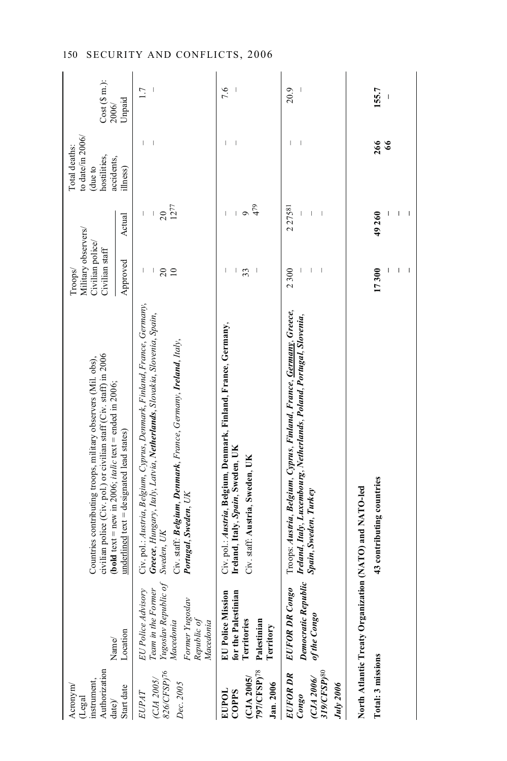| Acronym/ (Legal instrument, Authorization date)/ Start date | Name/ Location | Countries contributing troops, military observers (Mil. obs), civilian police (Civ. pol.) or civilian staff (Civ. staff) in 2006 (**bold** text = new in 2006; *italic* text = ended in 2006; <u>underlined</u> text = designated lead states) | Troops/ Military observers/ Civilian police/ Civilian staff | | Total deaths: to date/in 2006/ (due to hostilities, accidents, illness) | Cost ($ m.): 2006/ Unpaid |
|---|---|---|---|---|---|---|
| | | | Approved | Actual | | |
| *EUPAT* (*CJA 2005/ 826/CFSP*)[76] *Dec. 2005* | *EU Police Advisory Team in the Former Yugoslav Republic of Macedonia* *Former Yugoslav Republic of Macedonia* | *Civ. pol.: Austria, Belgium, Cyprus, Denmark, Finland, France, Germany,* ***Greece****, Hungary, Italy, Latvia,* ***Netherlands****, Slovakia, Slovenia, Spain, Sweden, UK* *Civ. staff:* ***Belgium****,* ***Denmark****, France, Germany,* ***Ireland****, Italy,* ***Portugal****,* ***Sweden****, UK* | – – 20 10 | – – 20 12[77] | – – | 1.7 – |
| **EUPOL COPPS** **(CJA 2005/ 797/CFSP)**[78] **Jan. 2006** | **EU Police Mission for the Palestinian Territories** **Palestinian Territory** | Civ. pol.: ***Austria*****, Belgium, Denmark, Finland, France, Germany, Ireland, Italy,** ***Spain*****, Sweden, UK** Civ. staff: **Austria, Sweden, UK** | – – 33 – | – – 9 4[79] | – – | 7.6 – |
| ***EUFOR DR Congo*** ***(CJA 2006/ 319/CFSP)***[80] ***July 2006*** | ***EUFOR DR Congo*** ***Democratic Republic of the Congo*** | Troops: ***Austria, Belgium, Cyprus, Finland, France,*** ***<u>Germany</u>*****,** ***Greece, Ireland, Italy, Luxembourg, Netherlands, Poland, Portugal, Slovenia, Spain, Sweden, Turkey*** | 2 300 – – – | 2 275[81] – – – | – – | 20.9 – |
| **North Atlantic Treaty Organization (NATO) and NATO-led** | | | | | | |
| **Total: 3 missions** | | **43 contributing countries** | **17 300** – – – | **49 260** – – – | **266** **66** | **155.7** – |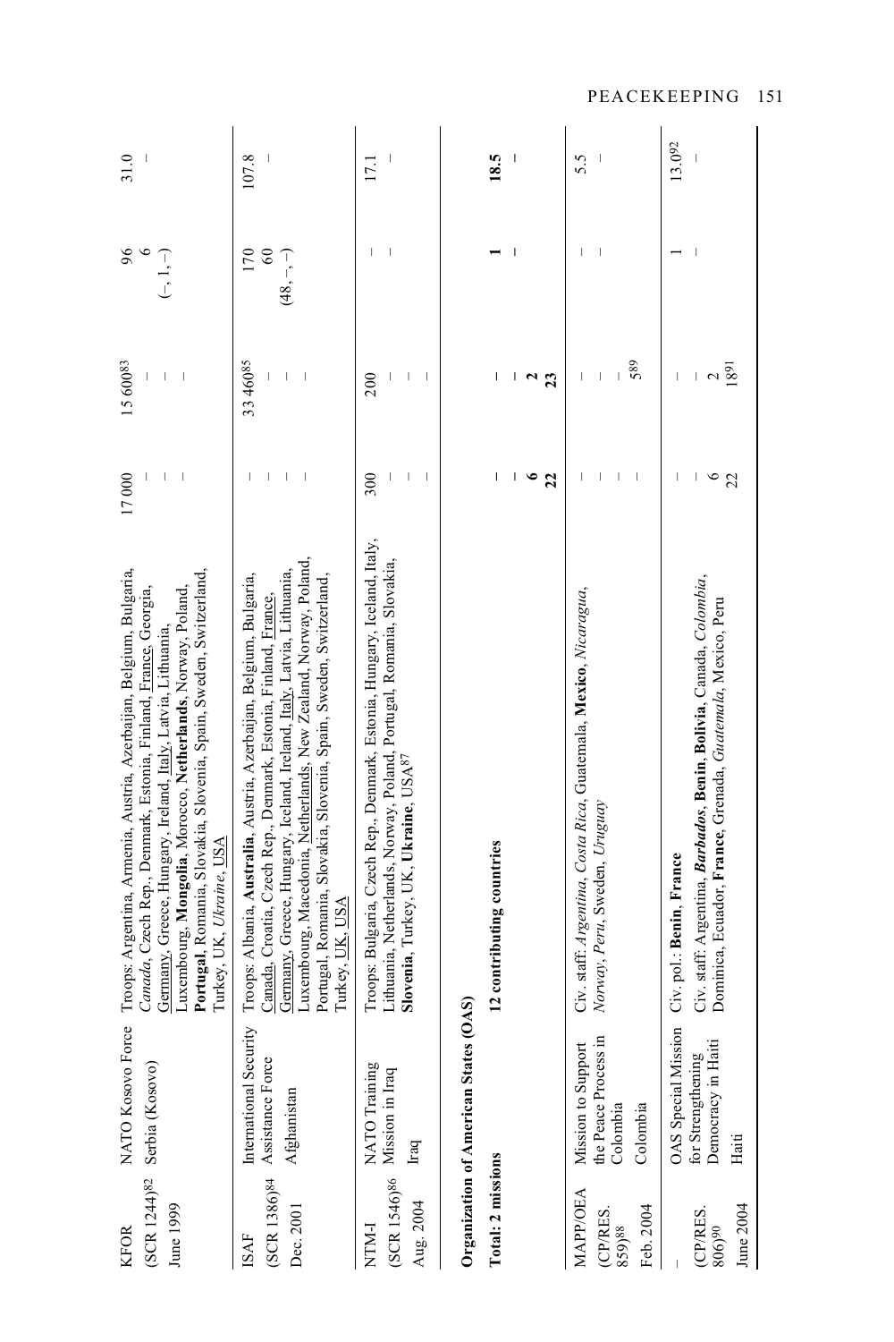| | | | | | | |
|---|---|---|---|---|---|---|
| KFOR<br>(SCR 1244)[82]<br>June 1999 | NATO Kosovo Force<br>Serbia (Kosovo) | Troops: Argentina, Armenia, Austria, Azerbaijan, Belgium, Bulgaria, *Canada*, Czech Rep., Denmark, Estonia, Finland, France, Georgia, Germany, Greece, Hungary, Ireland, Italy, Latvia, Lithuania, Luxembourg, **Mongolia**, Morocco, **Netherlands**, Norway, Poland, **Portugal**, Romania, Slovakia, Slovenia, Spain, Sweden, Switzerland, Turkey, UK, *Ukraine*, USA | 17 000<br>–<br>–<br>– | 15 600[83]<br>–<br>–<br>– | 96<br>6<br>(–, 1, –) | 31.0<br>– |
| ISAF<br>(SCR 1386)[84]<br>Dec. 2001 | International Security Assistance Force<br>Afghanistan | Troops: Albania, **Australia**, Austria, Azerbaijan, Belgium, Bulgaria, Canada, Croatia, Czech Rep., Denmark, Estonia, Finland, France, Germany, Greece, Hungary, Iceland, Ireland, Italy, Latvia, Lithuania, Luxembourg, Macedonia, Netherlands, New Zealand, Norway, Poland, Portugal, Romania, Slovakia, Slovenia, Spain, Sweden, Switzerland, Turkey, UK, USA | –<br>–<br>–<br>– | 33 460[85]<br>–<br>–<br>– | 170<br>60<br>(48, –, –) | 107.8<br>– |
| NTM-I<br>(SCR 1546)[86]<br>Aug. 2004 | NATO Training Mission in Iraq<br>Iraq | Troops: Bulgaria, Czech Rep., Denmark, Estonia, Hungary, Iceland, Italy, Lithuania, Netherlands, Norway, Poland, Portugal, Romania, Slovakia, **Slovenia**, Turkey, UK, **Ukraine**, USA[87] | 300<br>–<br>–<br>– | 200<br>–<br>–<br>– | –<br>– | 17.1<br>– |
| **Organization of American States (OAS)** | | | | | | |
| **Total: 2 missions** | | **12 contributing countries** | –<br>–<br>**6**<br>**22** | –<br>–<br>**2**<br>**23** | **1**<br>– | **18.5**<br>– |
| MAPP/OEA<br>(CP/RES. 859)[88]<br>Feb. 2004 | Mission to Support the Peace Process in Colombia<br>Colombia | Civ. staff: *Argentina*, *Costa Rica*, Guatemala, **Mexico**, *Nicaragua*, *Norway*, *Peru*, Sweden, *Uruguay* | –<br>–<br>–<br>– | –<br>–<br>–<br>5[89] | –<br>– | 5.5<br>– |
| –<br>(CP/RES. 806)[90]<br>June 2004 | OAS Special Mission for Strengthening Democracy in Haiti<br>Haiti | Civ. pol.: **Benin**, **France**<br>Civ. staff: Argentina, ***Barbados***, **Benin**, **Bolivia**, Canada, *Colombia*, Dominica, Ecuador, **France**, Grenada, *Guatemala*, Mexico, Peru | –<br>–<br>6<br>22 | –<br>–<br>2<br>18[91] | 1<br>– | 13.0[92]<br>– |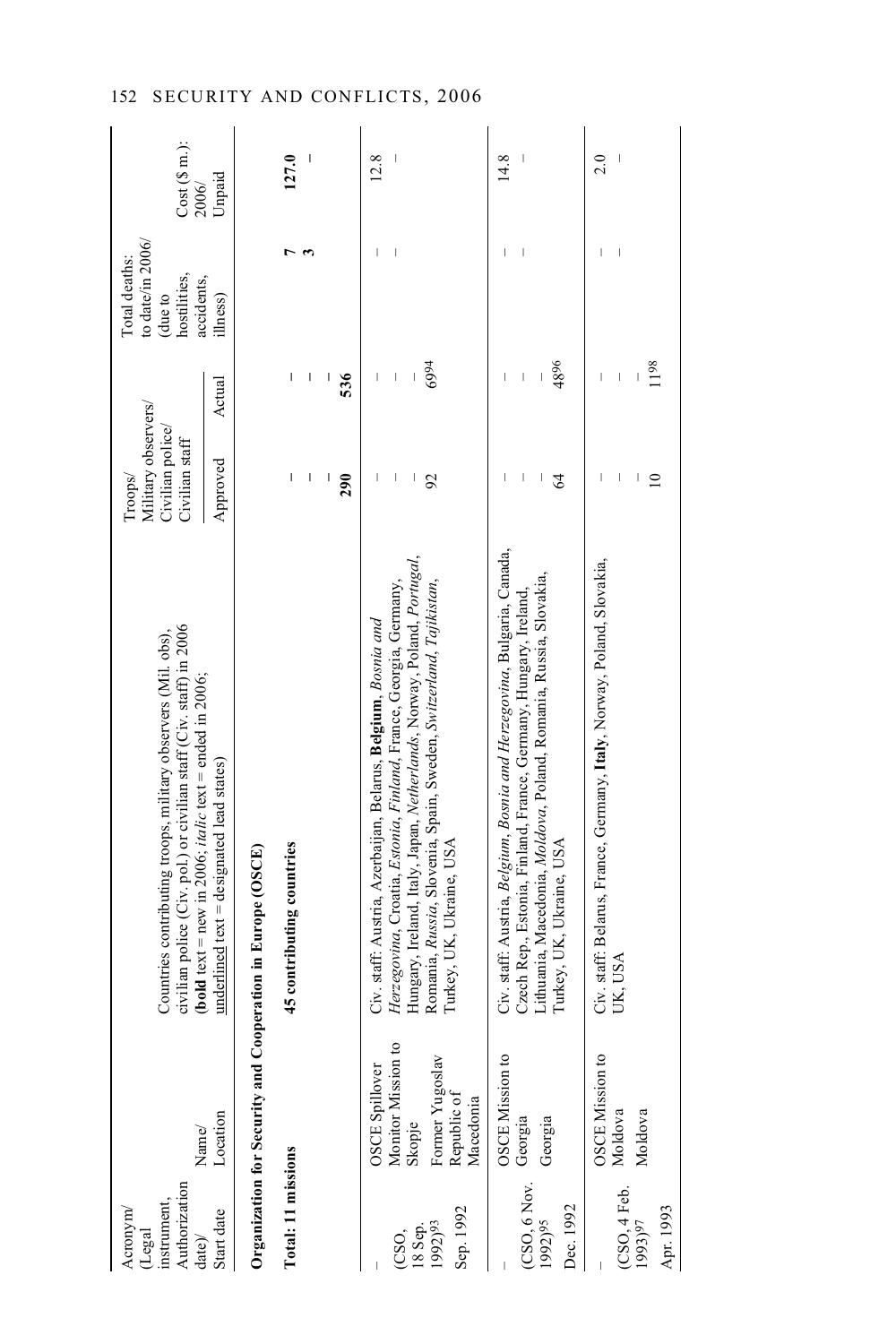| Acronym/ (Legal instrument, Authorization date)/ Start date | Name/ Location | Countries contributing troops, military observers (Mil. obs), civilian police (Civ. pol.) or civilian staff (Civ. staff) in 2006 (**bold** text = new in 2006; *italic* text = ended in 2006; underlined text = designated lead states) | Troops/ Military observers/ Civilian police/ Civilian staff | | Total deaths: to date/in 2006/ (due to hostilities, accidents, illness) | Cost ($ m.): 2006/ Unpaid |
|---|---|---|---|---|---|---|
| | | | Approved | Actual | | |
| **Organization for Security and Co-operation in Europe (OSCE)** | | | | | | |
| **Total: 11 missions** | | **45 contributing countries** | –<br>–<br>–<br>**290** | –<br>–<br>–<br>**536** | **7**<br>**3** | **127.0**<br>– |
| –<br>(CSO, 18 Sep. 1992)[93]<br>Sep. 1992 | OSCE Spillover Monitor Mission to Skopje<br>Former Yugoslav Republic of Macedonia | Civ. staff: Austria, Azerbaijan, Belarus, **Belgium**, *Bosnia and Herzegovina*, Croatia, *Estonia*, *Finland*, France, Georgia, Germany, Hungary, Ireland, Italy, Japan, *Netherlands*, Norway, Poland, *Portugal*, Romania, *Russia*, Slovenia, Spain, Sweden, *Switzerland*, *Tajikistan*, Turkey, UK, Ukraine, USA | –<br>–<br>–<br>92 | –<br>–<br>–<br>69[94] | –<br>– | 12.8<br>– |
| –<br>(CSO, 6 Nov. 1992)[95]<br>Dec. 1992 | OSCE Mission to Georgia<br>Georgia | Civ. staff: Austria, *Belgium*, *Bosnia and Herzegovina*, Bulgaria, Canada, Czech Rep., Estonia, Finland, France, Germany, Hungary, Ireland, Lithuania, Macedonia, *Moldova*, Poland, Romania, Russia, Slovakia, Turkey, UK, Ukraine, USA | –<br>–<br>–<br>64 | –<br>–<br>–<br>48[96] | –<br>– | 14.8<br>– |
| –<br>(CSO, 4 Feb. 1993)[97]<br>Apr. 1993 | OSCE Mission to Moldova<br>Moldova | Civ. staff: Belarus, France, Germany, **Italy**, Norway, Poland, Slovakia, UK, USA | –<br>–<br>–<br>10 | –<br>–<br>–<br>11[98] | –<br>– | 2.0<br>– |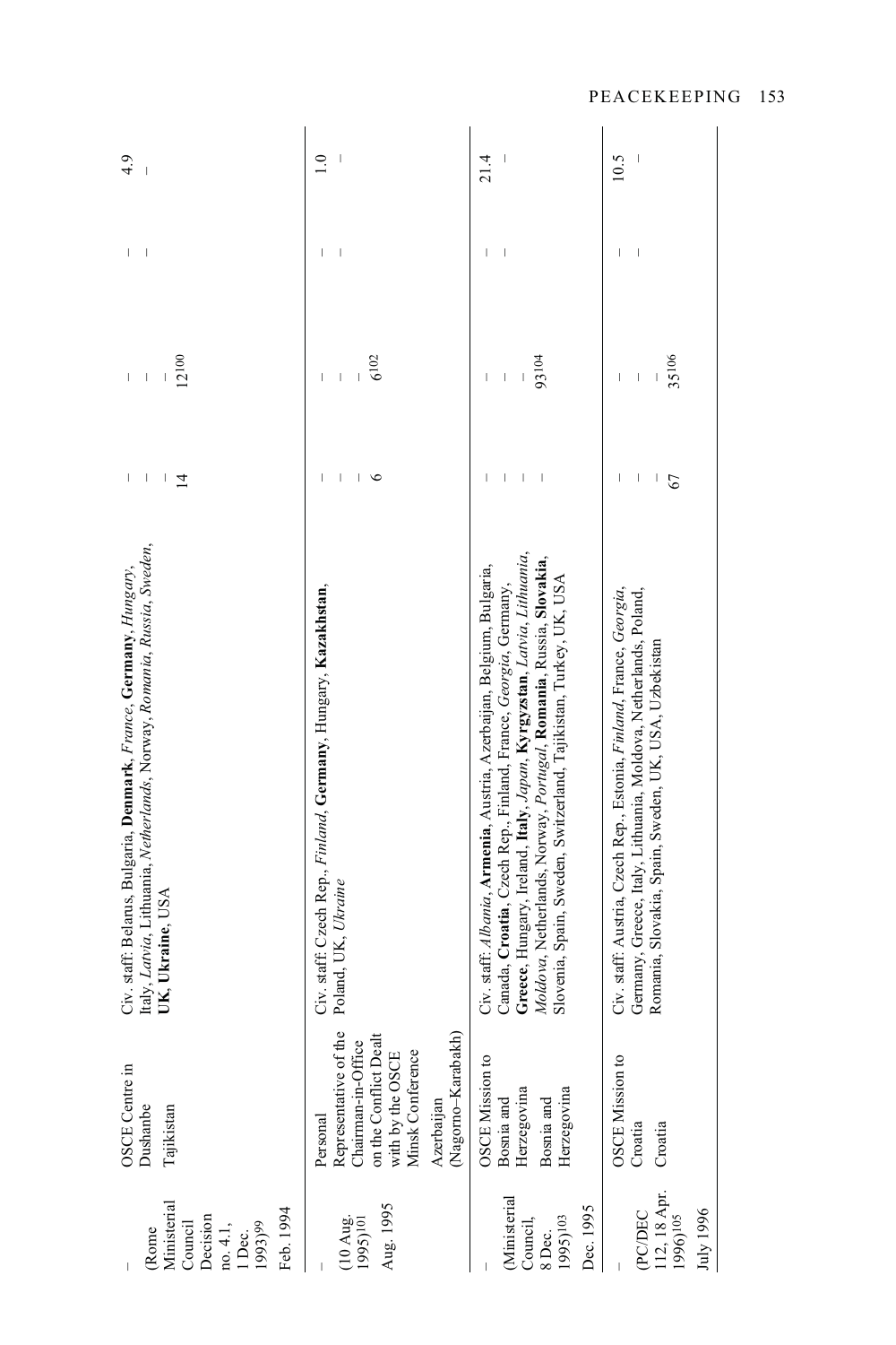| Acronym / (Legal instrument) / Deployment date | Name / Location | Countries contributing | | | | |
|---|---|---|---|---|---|---|
| – <br>(Rome Ministerial Council Decision no. 4.1, 1 Dec. 1993)[99] <br>Feb. 1994 | OSCE Centre in Dushanbe <br>Tajikistan | Civ. staff: Belarus, Bulgaria, **Denmark**, *France*, **Germany**, *Hungary*, Italy, *Latvia*, Lithuania, *Netherlands*, Norway, *Romania*, Russia, *Sweden*, **UK**, **Ukraine**, USA | – <br>– <br>– <br>14 | – <br>– <br>– <br>12[100] | – <br>– | 4.9 <br>– |
| – <br>(10 Aug. 1995)[101] <br>Aug. 1995 | Personal Representative of the Chairman-in-Office on the Conflict Dealt with by the OSCE Minsk Conference <br>Azerbaijan (Nagorno-Karabakh) | Civ. staff: Czech Rep., *Finland*, **Germany**, Hungary, **Kazakhstan**, Poland, UK, *Ukraine* | – <br>– <br>– <br>6 | – <br>– <br>– <br>6[102] | – <br>– | 1.0 <br>– |
| – <br>(Ministerial Council, 8 Dec. 1995)[103] <br>Dec. 1995 | OSCE Mission to Bosnia and Herzegovina <br>Bosnia and Herzegovina | Civ. staff: *Albania*, **Armenia**, Austria, Azerbaijan, Belgium, Bulgaria, Canada, **Croatia**, Czech Rep., Finland, France, *Georgia*, Germany, **Greece**, Hungary, Ireland, **Italy**, *Japan*, **Kyrgyzstan**, *Latvia*, *Lithuania*, *Moldova*, Netherlands, Norway, *Portugal*, **Romania**, Russia, **Slovakia**, Slovenia, Spain, Sweden, Switzerland, Tajikistan, Turkey, UK, USA | – <br>– <br>– <br>– | – <br>– <br>– <br>93[104] | – <br>– | 21.4 <br>– |
| – <br>(PC/DEC 112, 18 Apr. 1996)[105] <br>July 1996 | OSCE Mission to Croatia <br>Croatia | Civ. staff: Austria, Czech Rep., Estonia, *Finland*, France, *Georgia*, Germany, Greece, Italy, Lithuania, Moldova, Netherlands, Poland, Romania, Slovakia, Spain, Sweden, UK, USA, Uzbekistan | – <br>– <br>– <br>67 | – <br>– <br>– <br>35[106] | – <br>– | 10.5 <br>– |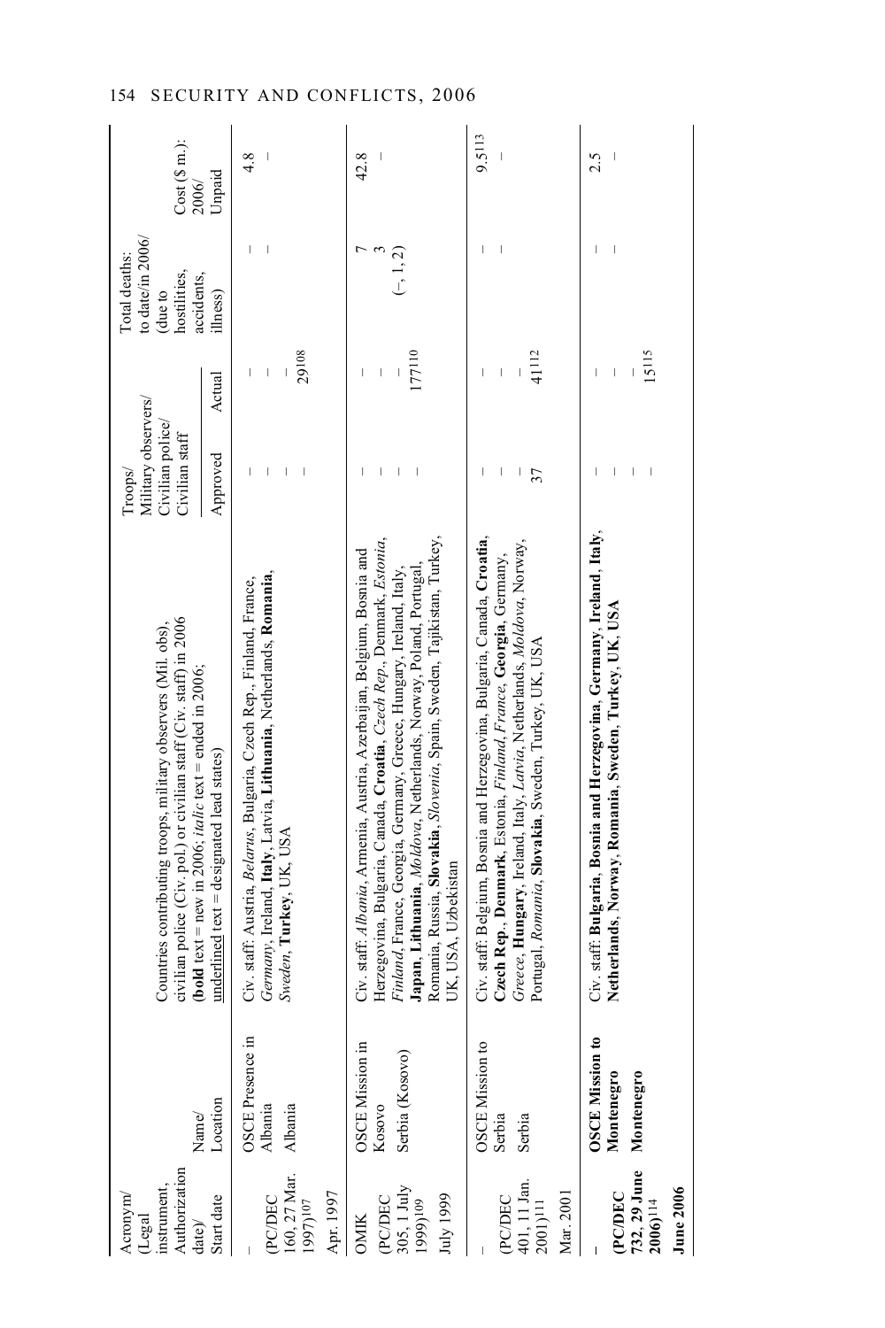| Acronym/ (Legal instrument, Authorization date)/ Start date | Name/ Location | Countries contributing troops, military observers (Mil. obs), civilian police (Civ. pol.) or civilian staff (Civ. staff) in 2006 (**bold** text = new in 2006; *italic* text = ended in 2006; underlined text = designated lead states) | Troops/ Military observers/ Civilian police/ Civilian staff | | Total deaths: to date/in 2006/ (due to hostilities, accidents, illness) | Cost ($ m.): 2006/ Unpaid |
|---|---|---|---|---|---|---|
| | | | Approved | Actual | | |
| – (PC/DEC 160, 27 Mar. 1997)[107] Apr. 1997 | OSCE Presence in Albania Albania | Civ. staff: Austria, *Belarus*, Bulgaria, Czech Rep., Finland, France, *Germany*, Ireland, **Italy**, Latvia, **Lithuania**, Netherlands, **Romania**, *Sweden*, **Turkey**, UK, USA | – – – – | – – – 29[108] | – – | 4.8 – |
| OMIK (PC/DEC 305, 1 July 1999)[109] July 1999 | OSCE Mission in Kosovo Serbia (Kosovo) | Civ. staff: *Albania*, Armenia, Austria, Azerbaijan, Belgium, Bosnia and Herzegovina, Bulgaria, Canada, **Croatia**, *Czech Rep.*, Denmark, *Estonia*, *Finland*, France, Georgia, Germany, Greece, Hungary, Ireland, Italy, **Japan**, **Lithuania**, *Moldova*, Netherlands, Norway, Poland, Portugal, Romania, Russia, **Slovakia**, *Slovenia*, Spain, Sweden, Tajikistan, Turkey, UK, USA, Uzbekistan | – – – – | – – – 177[110] | 7 3 (–, 1, 2) | 42.8 – |
| – (PC/DEC 401, 11 Jan. 2001)[111] Mar. 2001 | OSCE Mission to Serbia Serbia | Civ. staff: Belgium, Bosnia and Herzegovina, Bulgaria, Canada, **Croatia**, **Czech Rep.**, **Denmark**, Estonia, *Finland*, *France*, **Georgia**, Germany, *Greece*, **Hungary**, Ireland, Italy, *Latvia*, Netherlands, *Moldova*, Norway, Portugal, *Romania*, **Slovakia**, Sweden, Turkey, UK, USA | – – – 37 | – – – 41[112] | – – | 9.5[113] – |
| – **(PC/DEC 732, 29 June 2006)[114]** **June 2006** | **OSCE Mission to Montenegro** **Montenegro** | Civ. staff: **Bulgaria**, **Bosnia and Herzegovina**, **Germany**, **Ireland**, **Italy**, **Netherlands**, **Norway**, **Romania**, **Sweden**, **Turkey**, **UK**, **USA** | – – – – | – – – 15[115] | – – | 2.5 – |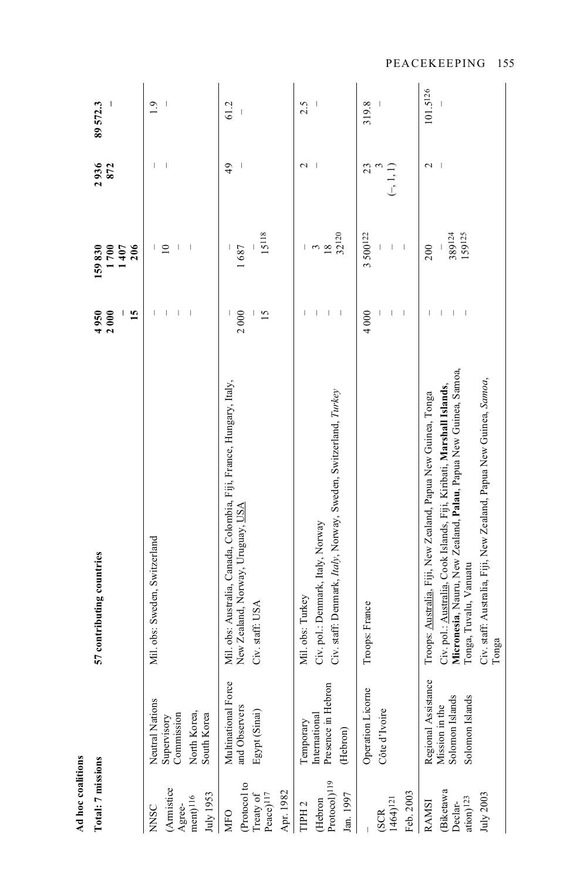**Ad hoc coalitions**

| Total: 7 missions | | 57 contributing countries | 4 950 | 159 830 | 2 936 | 89 572.3 |
|---|---|---|---|---|---|---|
| | | | 2 000 | 1 700 | 872 | – |
| | | | – | 1 407 | | |
| | | | 15 | 206 | | |
| NNSC (Armistice Agreement)[116] July 1953 | Neutral Nations Supervisory Commission North Korea, South Korea | Mil. obs: Sweden, Switzerland | – | – | – | 1.9 |
| | | | – | 10 | – | – |
| | | | – | – | | |
| | | | – | – | | |
| MFO (Protocol to Treaty of Peace)[117] Apr. 1982 | Multinational Force and Observers Egypt (Sinai) | Mil. obs: Australia, Canada, Colombia, Fiji, France, Hungary, Italy, New Zealand, Norway, Uruguay, <u>USA</u> | – | – | 49 | 61.2 |
| | | | 2 000 | 1 687 | – | – |
| | | Civ. staff: USA | – | – | | |
| | | | 15 | 15[118] | | |
| TIPH 2 (Hebron Protocol)[119] Jan. 1997 | Temporary International Presence in Hebron (Hebron) | Mil. obs: Turkey | – | – | 2 | 2.5 |
| | | Civ. pol.: Denmark, Italy, Norway | – | 3 | – | – |
| | | Civ. staff: Denmark, *Italy*, Norway, Sweden, Switzerland, *Turkey* | – | 18 | | |
| | | | – | 32[120] | | |
| – (SCR 1464)[121] Feb. 2003 | Operation Licorne Côte d'Ivoire | Troops: France | – | – | 23 | 319.8 |
| | | | 4 000 | 3 500[122] | 3 | – |
| | | | – | – | (–, 1, 1) | |
| | | | – | – | | |
| RAMSI (Biketawa Declaration)[123] July 2003 | Regional Assistance Mission in the Solomon Islands Solomon Islands | Troops: <u>Australia</u>, Fiji, New Zealand, Papua New Guinea, Tonga | – | – | 2 | 101.5[126] |
| | | Civ. pol.: <u>Australia</u>, Cook Islands, Fiji, Kiribati, **Marshall Islands**, **Micronesia**, Nauru, New Zealand, **Palau**, Papua New Guinea, Samoa, Tonga, Tuvalu, Vanuatu | – | 200 | – | – |
| | | | – | – | | |
| | | Civ. staff: Australia, Fiji, New Zealand, Papua New Guinea, *Samoa*, Tonga | – | 389[124] | | |
| | | | | 159[125] | | |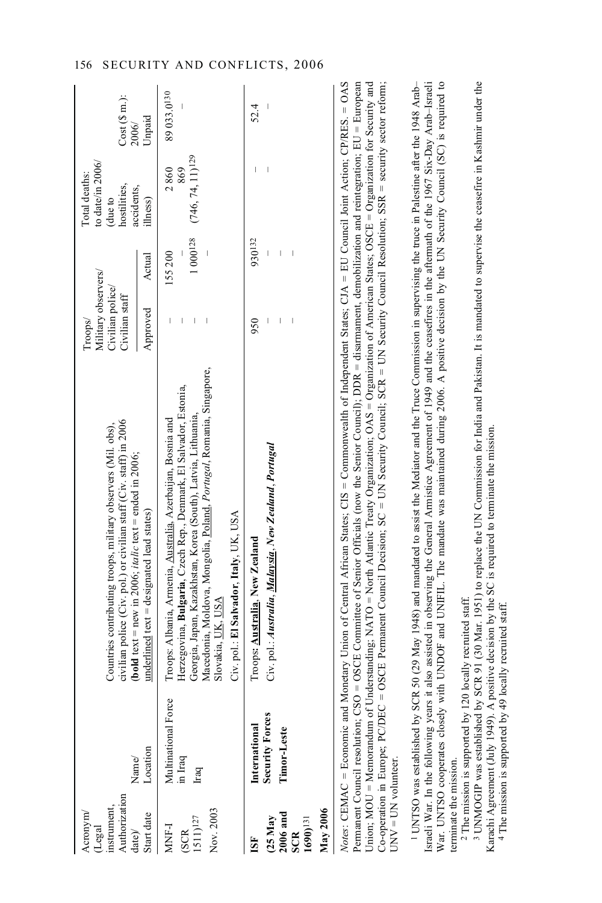| Acronym/ (Legal instrument, Authorization date)/ Start date | Name/ Location | Countries contributing troops, military observers (Mil. obs), civilian police (Civ. pol.) or civilian staff (Civ. staff) in 2006 (**bold** text = new in 2006; *italic* text = ended in 2006; underlined text = designated lead states) | Troops/ Military observers/ Civilian police/ Civilian staff | | Total deaths: to date/in 2006/ (due to hostilities, accidents, illness) | Cost ($ m.): 2006/ Unpaid |
|---|---|---|---|---|---|---|
| | | | Approved | Actual | | |
| MNF-I (SCR 1511)[127] Nov. 2003 | Multinational Force in Iraq Iraq | Troops: Albania, Armenia, <u>Australia</u>, Azerbaijan, Bosnia and Herzegovina, **Bulgaria**, Czech Rep., Denmark, El Salvador, Estonia, Georgia, Japan, Kazakhstan, Korea (South), Latvia, Lithuania, Macedonia, Moldova, Mongolia, <u>Poland</u>, *Portugal*, Romania, Singapore, Slovakia, <u>UK</u>, <u>USA</u><br>Civ. pol.: **El Salvador**, **Italy**, UK, USA | –<br>–<br>–<br>– | 155 200<br>–<br>1 000[128]<br>– | 2 860<br>869<br>(746, 74, 11)[129] | 89 033.0[130]<br>– |
| **ISF (25 May 2006 and SCR 1690)[131] May 2006** | **International Security Forces Timor-Leste** | Troops: **<u>Australia</u>**, **New Zealand**<br>Civ. pol.: ***Australia***, ***<u>Malaysia</u>***, ***New Zealand***, ***Portugal*** | 950<br>–<br>–<br>– | 930[132]<br>–<br>–<br>– | –<br>– | 52.4<br>– |

*Notes*: CEMAC = Economic and Monetary Union of Central African States; CIS = Commonwealth of Independent States; CJA = EU Council Joint Action; CP/RES. = OAS Permanent Council resolution; CSO = OSCE Committee of Senior Officials (now the Senior Council); DDR = disarmament, demobilization and reintegration; EU = European Union; MOU = Memorandum of Understanding; NATO = North Atlantic Treaty Organization; OAS = Organization of American States; OSCE = Organization for Security and Co-operation in Europe; PC/DEC = OSCE Permanent Council Decision; SC = UN Security Council; SCR = UN Security Council Resolution; SSR = security sector reform; UNV = UN volunteer.

[1] UNTSO was established by SCR 50 (29 May 1948) and mandated to assist the Mediator and the Truce Commission in supervising the truce in Palestine after the 1948 Arab–Israeli War. In the following years it also assisted in observing the General Armistice Agreement of 1949 and the ceasefires in the aftermath of the 1967 Six-Day Arab–Israeli War. UNTSO cooperates closely with UNDOF and UNIFIL. The mandate was maintained during 2006. A positive decision by the UN Security Council (SC) is required to terminate the mission.

[2] The mission is supported by 120 locally recruited staff.

[3] UNMOGIP was established by SCR 91 (30 Mar. 1951) to replace the UN Commission for India and Pakistan. It is mandated to supervise the ceasefire in Kashmir under the Karachi Agreement (July 1949). A positive decision by the SC is required to terminate the mission.

[4] The mission is supported by 49 locally recruited staff.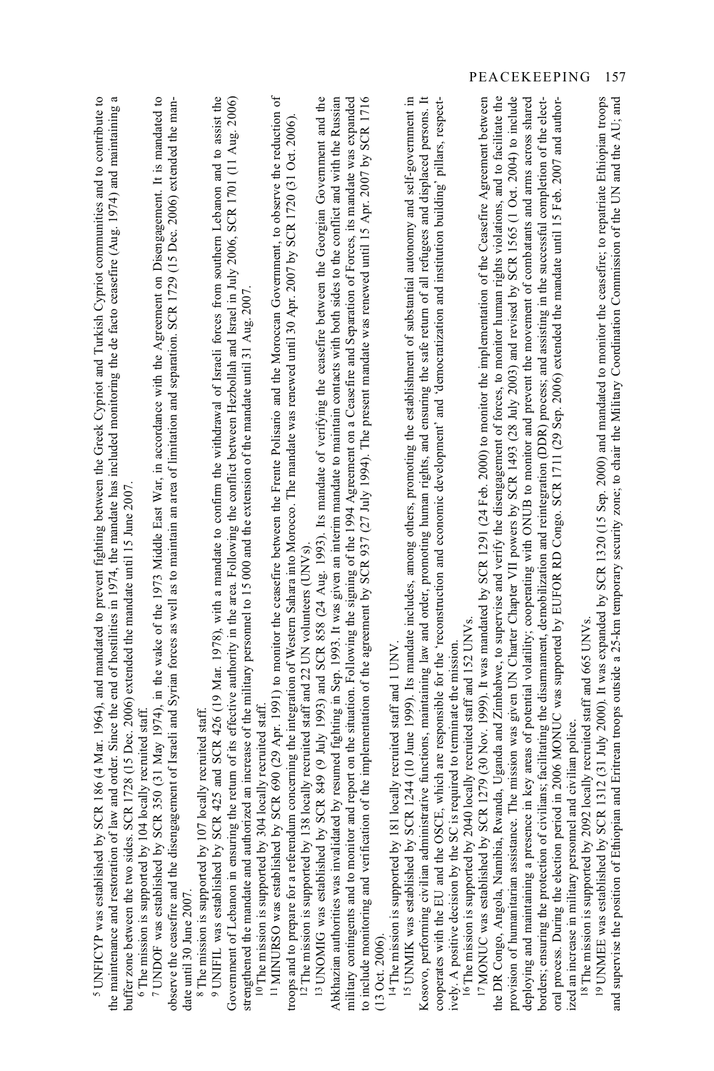[5] UNFICYP was established by SCR 186 (4 Mar. 1964), and mandated to prevent fighting between the Greek Cypriot and Turkish Cypriot communities and to contribute to the maintenance and restoration of law and order. Since the end of hostilities in 1974, the mandate has included monitoring the de facto ceasefire (Aug. 1974) and maintaining a buffer zone between the two sides. SCR 1728 (15 Dec. 2006) extended the mandate until 15 June 2007.

[6] The mission is supported by 104 locally recruited staff.

[7] UNDOF was established by SCR 350 (31 May 1974), in the wake of the 1973 Middle East War, in accordance with the Agreement on Disengagement. It is mandated to observe the ceasefire and the disengagement of Israeli and Syrian forces as well as to maintain an area of limitation and separation. SCR 1729 (15 Dec. 2006) extended the mandate until 30 June 2007.

[8] The mission is supported by 107 locally recruited staff.

[9] UNIFIL was established by SCR 425 and SCR 426 (19 Mar. 1978), with a mandate to confirm the withdrawal of Israeli forces from southern Lebanon and to assist the Government of Lebanon in ensuring the return of its effective authority in the area. Following the conflict between Hezbollah and Israel in July 2006, SCR 1701 (11 Aug. 2006) strengthened the mandate and authorized an increase of the military personnel to 15 000 and the extension of the mandate until 31 Aug. 2007.

[10] The mission is supported by 304 locally recruited staff.

[11] MINURSO was established by SCR 690 (29 Apr. 1991) to monitor the ceasefire between the Frente Polisario and the Moroccan Government, to observe the reduction of troops and to prepare for a referendum concerning the integration of Western Sahara into Morocco. The mandate was renewed until 30 Apr. 2007 by SCR 1720 (31 Oct. 2006).

[12] The mission is supported by 138 locally recruited staff and 22 UN volunteers (UNVs).

[13] UNOMIG was established by SCR 849 (9 July 1993) and SCR 858 (24 Aug. 1993). Its mandate of verifying the ceasefire between the Georgian Government and the Abkhazian authorities was invalidated by resumed fighting in Sep. 1993. It was given an interim mandate to maintain contacts with both sides to the conflict and with the Russian military contingents and to monitor and report on the situation. Following the signing of the 1994 Agreement on a Ceasefire and Separation of Forces, its mandate was expanded to include monitoring and verification of the implementation of the agreement by SCR 937 (27 July 1994). The present mandate was renewed until 15 Apr. 2007 by SCR 1716 (13 Oct. 2006).

[14] The mission is supported by 181 locally recruited staff and 1 UNV.

[15] UNMIK was established by SCR 1244 (10 June 1999). Its mandate includes, among others, promoting the establishment of substantial autonomy and self-government in Kosovo, performing civilian administrative functions, maintaining law and order, promoting human rights, and ensuring the safe return of all refugees and displaced persons. It cooperates with the EU and the OSCE, which are responsible for the 'reconstruction and economic development' and 'democratization and institution building' pillars, respectively. A positive decision by the SC is required to terminate the mission.

[16] The mission is supported by 2040 locally recruited staff and 152 UNVs.

[17] MONUC was established by SCR 1279 (30 Nov. 1999). It was mandated by SCR 1291 (24 Feb. 2000) to monitor the implementation of the Ceasefire Agreement between the DR Congo, Angola, Namibia, Rwanda, Uganda and Zimbabwe, to supervise and verify the disengagement of forces, to monitor human rights violations, and to facilitate the provision of humanitarian assistance. The mission was given UN Charter Chapter VII powers by SCR 1493 (28 July 2003) and revised by SCR 1565 (1 Oct. 2004) to include deploying and maintaining a presence in key areas of potential volatility; cooperating with ONUB to monitor and prevent the movement of combatants and arms across shared borders; ensuring the protection of civilians; facilitating the disarmament, demobilization and reintegration (DDR) process; and assisting in the successful completion of the electoral process. During the election period in 2006 MONUC was supported by EUFOR RD Congo. SCR 1711 (29 Sep. 2006) extended the mandate until 15 Feb. 2007 and authorized an increase in military personnel and civilian police.

[18] The mission is supported by 2092 locally recruited staff and 665 UNVs.

[19] UNMEE was established by SCR 1312 (31 July 2000). It was expanded by SCR 1320 (15 Sep. 2000) and mandated to monitor the ceasefire; to repatriate Ethiopian troops and supervise the position of Ethiopian and Eritrean troops outside a 25-km temporary security zone; to chair the Military Coordination Commission of the UN and the AU; and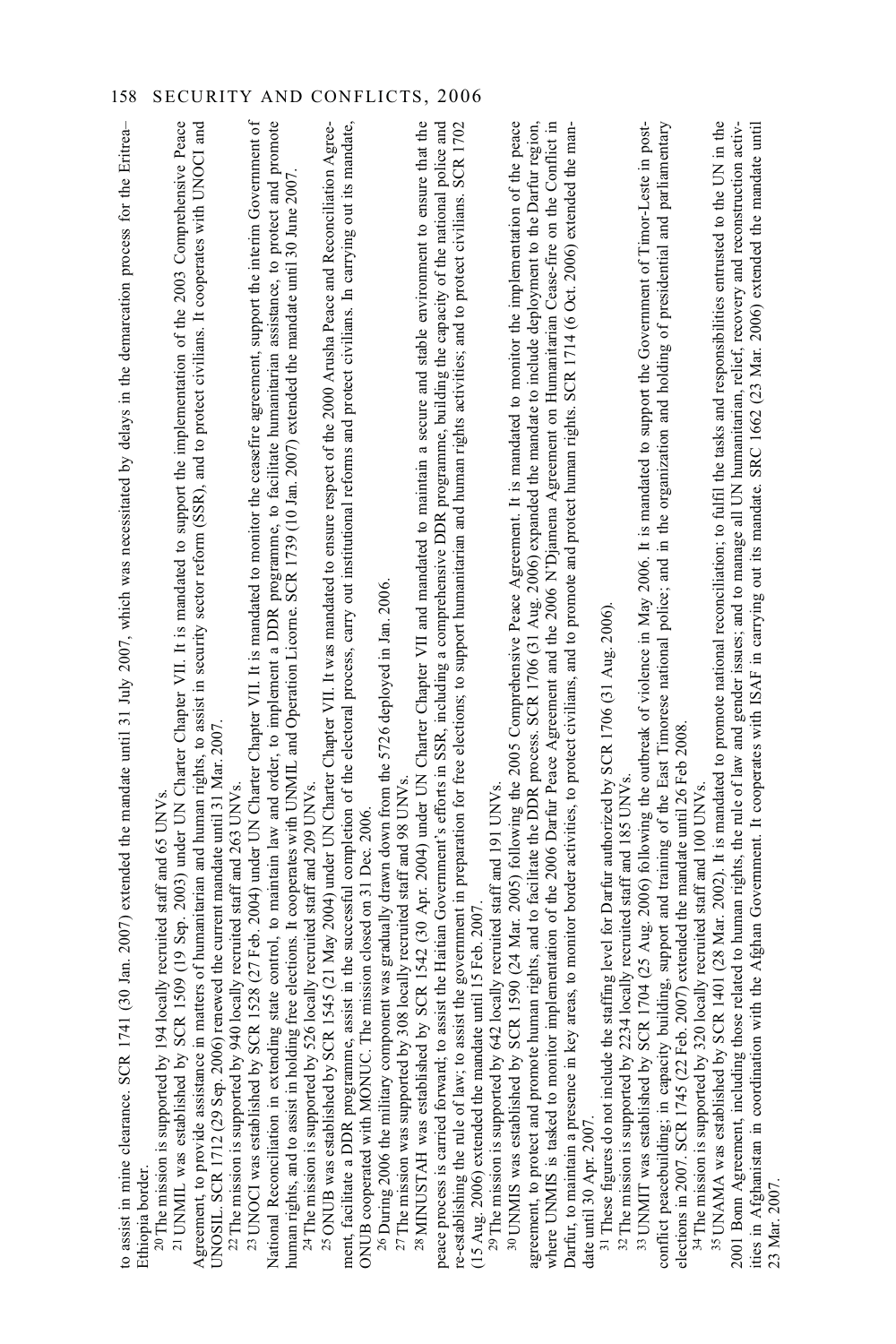to assist in mine clearance. SCR 1741 (30 Jan. 2007) extended the mandate until 31 July 2007, which was necessitated by delays in the demarcation process for the Eritrea–Ethiopia border.

[20] The mission is supported by 194 locally recruited staff and 65 UNVs.

[21] UNMIL was established by SCR 1509 (19 Sep. 2003) under UN Charter Chapter VII. It is mandated to support the implementation of the 2003 Comprehensive Peace Agreement, to provide assistance in matters of humanitarian and human rights, to assist in security sector reform (SSR), and to protect civilians. It cooperates with UNOCI and UNOSIL. SCR 1712 (29 Sep. 2006) renewed the current mandate until 31 Mar. 2007.

[22] The mission is supported by 940 locally recruited staff and 263 UNVs.

[23] UNOCI was established by SCR 1528 (27 Feb. 2004) under UN Charter Chapter VII. It is mandated to monitor the ceasefire agreement, support the interim Government of National Reconciliation in extending state control, to maintain law and order, to implement a DDR programme, to facilitate humanitarian assistance, to protect and promote human rights, and to assist in holding free elections. It cooperates with UNMIL and Operation Licorne. SCR 1739 (10 Jan. 2007) extended the mandate until 30 June 2007.

[24] The mission is supported by 526 locally recruited staff and 209 UNVs.

[25] ONUB was established by SCR 1545 (21 May 2004) under UN Charter Chapter VII. It was mandated to ensure respect of the 2000 Arusha Peace and Reconciliation Agreement, facilitate a DDR programme, assist in the successful completion of the electoral process, carry out institutional reforms and protect civilians. In carrying out its mandate, ONUB cooperated with MONUC. The mission closed on 31 Dec. 2006.

[26] During 2006 the military component was gradually drawn down from the 5726 deployed in Jan. 2006.

[27] The mission was supported by 308 locally recruited staff and 98 UNVs.

[28] MINUSTAH was established by SCR 1542 (30 Apr. 2004) under UN Charter Chapter VII and mandated to maintain a secure and stable environment to ensure that the peace process is carried forward; to assist the Haitian Government's efforts in SSR, including a comprehensive DDR programme, building the capacity of the national police and re-establishing the rule of law; to assist the government in preparation for free elections; to support humanitarian and human rights activities; and to protect civilians. SCR 1702 (15 Aug. 2006) extended the mandate until 15 Feb. 2007.

[29] The mission is supported by 642 locally recruited staff and 191 UNVs.

[30] UNMIS was established by SCR 1590 (24 Mar. 2005) following the 2005 Comprehensive Peace Agreement. It is mandated to monitor the implementation of the peace agreement, to protect and promote human rights, and to facilitate the DDR process. SCR 1706 (31 Aug. 2006) expanded the mandate to include deployment to the Darfur region, where UNMIS is tasked to monitor implementation of the 2006 Darfur Peace Agreement and the 2006 N'Djamena Agreement on Humanitarian Cease-fire on the Conflict in Darfur, to maintain a presence in key areas, to monitor border activities, to protect civilians, and to promote and protect human rights. SCR 1714 (6 Oct. 2006) extended the mandate until 30 Apr. 2007.

[31] These figures do not include the staffing level for Darfur authorized by SCR 1706 (31 Aug. 2006).

[32] The mission is supported by 2234 locally recruited staff and 185 UNVs.

[33] UNMIT was established by SCR 1704 (25 Aug. 2006) following the outbreak of violence in May 2006. It is mandated to support the Government of Timor-Leste in post-conflict peacebuilding; in capacity building, support and training of the East Timorese national police; and in the organization and holding of presidential and parliamentary elections in 2007. SCR 1745 (22 Feb. 2007) extended the mandate until 26 Feb 2008.

[34] The mission is supported by 320 locally recruited staff and 100 UNVs.

[35] UNAMA was established by SCR 1401 (28 Mar. 2002). It is mandated to promote national reconciliation; to fulfil the tasks and responsibilities entrusted to the UN in the 2001 Bonn Agreement, including those related to human rights, the rule of law and gender issues; and to manage all UN humanitarian, relief, recovery and reconstruction activities in Afghanistan in coordination with the Afghan Government. It cooperates with ISAF in carrying out its mandate. SRC 1662 (23 Mar. 2006) extended the mandate until 23 Mar. 2007.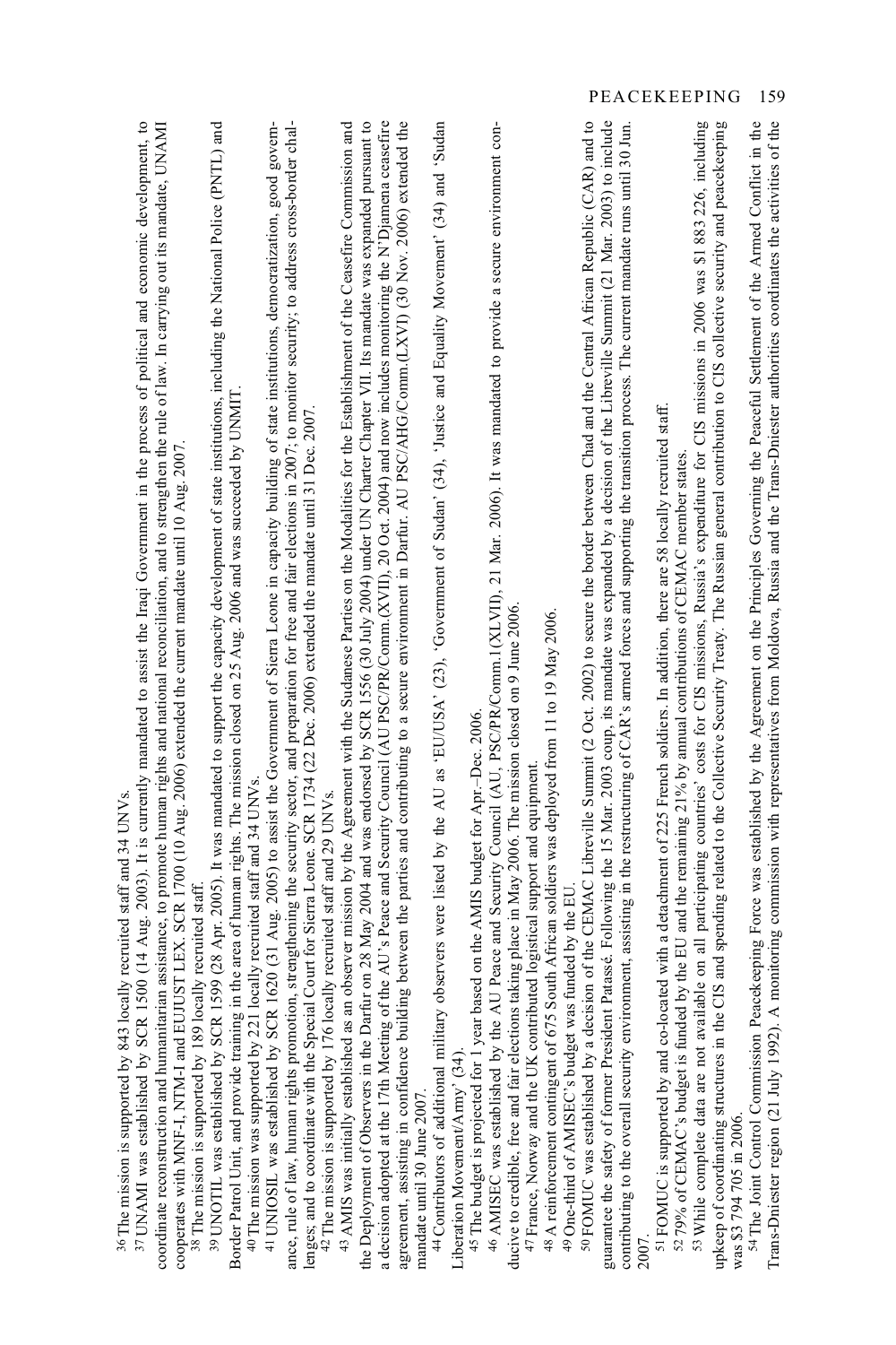[36] The mission is supported by 843 locally recruited staff and 34 UNVs.

[37] UNAMI was established by SCR 1500 (14 Aug. 2003). It is currently mandated to assist the Iraqi Government in the process of political and economic development, to coordinate reconstruction and humanitarian assistance, to promote human rights and national reconciliation, and to strengthen the rule of law. In carrying out its mandate, UNAMI cooperates with MNF-I, NTM-I and EUJUST LEX. SCR 1700 (10 Aug. 2006) extended the current mandate until 10 Aug. 2007.

[38] The mission is supported by 189 locally recruited staff.

[39] UNOTIL was established by SCR 1599 (28 Apr. 2005). It was mandated to support the capacity development of state institutions, including the National Police (PNTL) and Border Patrol Unit, and provide training in the area of human rights. The mission closed on 25 Aug. 2006 and was succeeded by UNMIT.

[40] The mission was supported by 221 locally recruited staff and 34 UNVs.

[41] UNIOSIL was established by SCR 1620 (31 Aug. 2005) to assist the Government of Sierra Leone in capacity building of state institutions, democratization, good governance, rule of law, human rights promotion, strengthening the security sector, and preparation for free and fair elections in 2007; to monitor security; to address cross-border challenges; and to coordinate with the Special Court for Sierra Leone. SCR 1734 (22 Dec. 2006) extended the mandate until 31 Dec. 2007.

[42] The mission is supported by 176 locally recruited staff and 29 UNVs.

[43] AMIS was initially established as an observer mission by the Agreement with the Sudanese Parties on the Modalities for the Establishment of the Ceasefire Commission and the Deployment of Observers in the Darfur on 28 May 2004 and was endorsed by SCR 1556 (30 July 2004) under UN Charter Chapter VII. Its mandate was expanded pursuant to a decision adopted at the 17th Meeting of the AU's Peace and Security Council (AU PSC/PR/Comm.(XVII), 20 Oct. 2004) and now includes monitoring the N'Djamena ceasefire agreement, assisting in confidence building between the parties and contributing to a secure environment in Darfur. AU PSC/AHG/Comm.(LXVI) (30 Nov. 2006) extended the mandate until 30 June 2007.

[44] Contributors of additional military observers were listed by the AU as 'EU/USA' (23), 'Government of Sudan' (34), 'Justice and Equality Movement' (34) and 'Sudan Liberation Movement/Army' (34).

[45] The budget is projected for 1 year based on the AMIS budget for Apr.–Dec. 2006.

[46] AMISEC was established by the AU Peace and Security Council (AU, PSC/PR/Comm.1(XLVII), 21 Mar. 2006). It was mandated to provide a secure environment conducive to credible, free and fair elections taking place in May 2006. The mission closed on 9 June 2006.

[47] France, Norway and the UK contributed logistical support and equipment.

[48] A reinforcement contingent of 675 South African soldiers was deployed from 11 to 19 May 2006.

[49] One-third of AMISEC's budget was funded by the EU.

[50] FOMUC was established by a decision of the CEMAC Libreville Summit (2 Oct. 2002) to secure the border between Chad and the Central African Republic (CAR) and to guarantee the safety of former President Patassé. Following the 15 Mar. 2003 coup, its mandate was expanded by a decision of the Libreville Summit (21 Mar. 2003) to include contributing to the overall security environment, assisting in the restructuring of CAR's armed forces and supporting the transition process. The current mandate runs until 30 Jun. 2007.

[51] FOMUC is supported by and co-located with a detachment of 225 French soldiers. In addition, there are 58 locally recruited staff.

[52] 79% of CEMAC's budget is funded by the EU and the remaining 21% by annual contributions of CEMAC member states.

[53] While complete data are not available on all participating countries' costs for CIS missions, Russia's expenditure for CIS missions in 2006 was $1 883 226, including upkeep of coordinating structures in the CIS and spending related to the Collective Security Treaty. The Russian general contribution to CIS collective security and peacekeeping was $3 794 705 in 2006.

[54] The Joint Control Commission Peacekeeping Force was established by the Agreement on the Principles Governing the Peaceful Settlement of the Armed Conflict in the Trans-Dniester region (21 July 1992). A monitoring commission with representatives from Moldova, Russia and the Trans-Dniester authorities coordinates the activities of the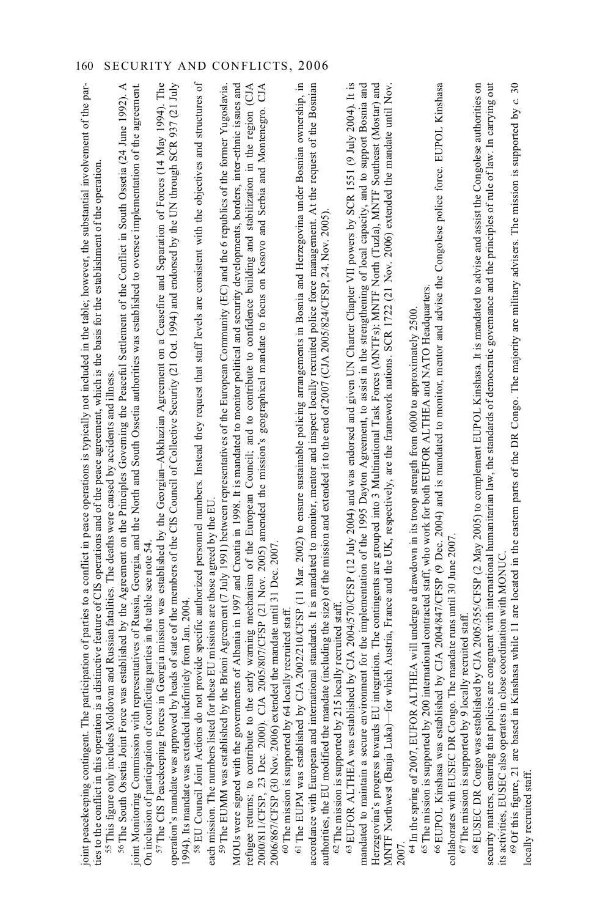joint peacekeeping contingent. The participation of parties to a conflict in peace operations is typically not included in the table; however, the substantial involvement of the parties to the conflict in this operation is a distinctive feature of CIS operations and of the peace agreement, which is the basis for the establishment of the operation.

[55] This figure only includes Moldovan and Russian fatalities. The deaths were caused by accidents and illness.

[56] The South Ossetia Joint Force was established by the Agreement on the Principles Governing the Peaceful Settlement of the Conflict in South Ossetia (24 June 1992). A joint Monitoring Commission with representatives of Russia, Georgia, and the North and South Ossetia authorities was established to oversee implementation of the agreement. On inclusion of participation of conflicting parties in the table see note 54.

[57] The CIS Peacekeeping Forces in Georgia mission was established by the Georgian–Abkhazian Agreement on a Ceasefire and Separation of Forces (14 May 1994). The operation's mandate was approved by heads of state of the members of the CIS Council of Collective Security (21 Oct. 1994) and endorsed by the UN through SCR 937 (21 July 1994). Its mandate was extended indefinitely from Jan. 2004.

[58] EU Council Joint Actions do not provide specific authorized personnel numbers. Instead they request that staff levels are consistent with the objectives and structures of each mission. The numbers listed for these EU missions are those agreed by the EU.

[59] The EUMM was established by the Brioni Agreement (7 July 1991) between representatives of the European Community (EC) and the 6 republics of the former Yugoslavia. MOUs were signed with the governments of Albania in 1997 and Croatia in 1998. It is mandated to monitor political and security developments, borders, inter-ethnic issues and refugee returns; to contribute to the early warning mechanism of the European Council; and to contribute to confidence building and stabilization in the region (CJA 2000/811/CFSP, 23 Dec. 2000). CJA 2005/807/CFSP (21 Nov. 2005) amended the mission's geographical mandate to focus on Kosovo and Serbia and Montenegro. CJA 2006/867/CFSP (30 Nov. 2006) extended the mandate until 31 Dec. 2007.

[60] The mission is supported by 64 locally recruited staff.

[61] The EUPM was established by CJA 2002/210/CFSP (11 Mar. 2002) to ensure sustainable policing arrangements in Bosnia and Herzegovina under Bosnian ownership, in accordance with European and international standards. It is mandated to monitor, mentor and inspect locally recruited police force management. At the request of the Bosnian authorities, the EU modified the mandate (including the size) of the mission and extended it to the end of 2007 (CJA 2005/824/CFSP, 24 Nov. 2005).

[62] The mission is supported by 215 locally recruited staff.

[63] EUFOR ALTHEA was established by CJA 2004/570/CFSP (12 July 2004) and was endorsed and given UN Charter Chapter VII powers by SCR 1551 (9 July 2004). It is mandated to maintain a secure environment for the implementation of the 1995 Dayton Agreement, to assist in the strengthening of local capacity, and to support Bosnia and Herzegovina's progress towards EU integration. The contingents are grouped into 3 Multinational Task Forces (MNTFs): MNTF North (Tuzla), MNTF Southeast (Mostar) and MNTF Northwest (Banja Luka)—for which Austria, France and the UK, respectively, are the framework nations. SCR 1722 (21 Nov. 2006) extended the mandate until Nov. 2007.

[64] In the spring of 2007, EUFOR ALTHEA will undergo a drawdown in its troop strength from 6000 to approximately 2500.

[65] The mission is supported by 200 international contracted staff, who work for both EUFOR ALTHEA and NATO Headquarters.

[66] EUPOL Kinshasa was established by CJA 2004/847/CFSP (9 Dec. 2004) and is mandated to monitor, mentor and advise the Congolese police force. EUPOL Kinshasa collaborates with EUSEC DR Congo. The mandate runs until 30 June 2007.

[67] The mission is supported by 9 locally recruited staff.

[68] EUSEC DR Congo was established by CJA 2005/355/CFSP (2 May 2005) to complement EUPOL Kinshasa. It is mandated to advise and assist the Congolese authorities on security matters, ensuring that policies are congruent with international humanitarian law, the standards of democratic governance and the principles of rule of law. In carrying out its activities, EUSEC also operates in close coordination with MONUC.

[69] Of this figure, 21 are based in Kinshasa while 11 are located in the eastern parts of the DR Congo. The majority are military advisers. The mission is supported by *c.* 30 locally recruited staff.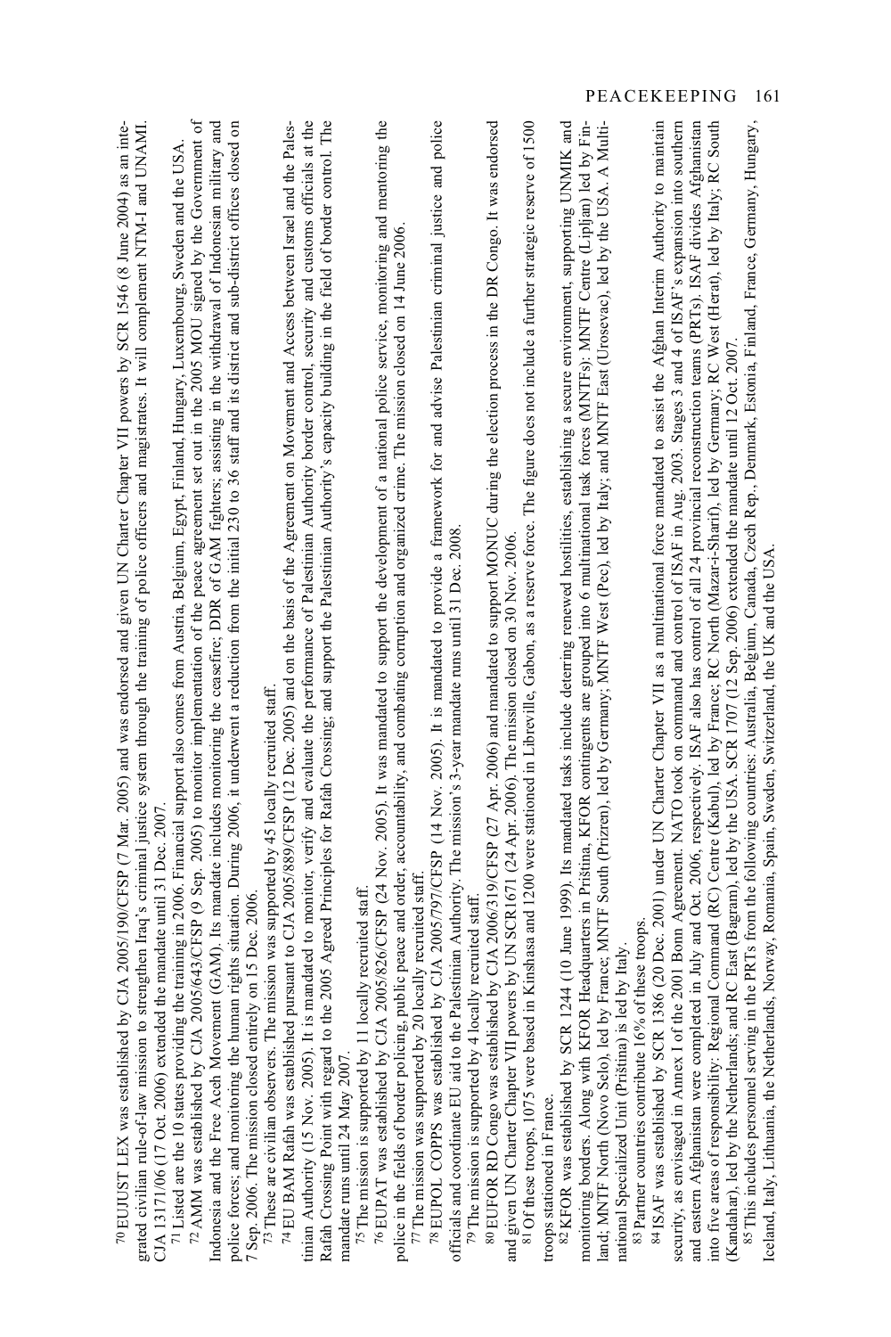[70] EUJUST LEX was established by CJA 2005/190/CFSP (7 Mar. 2005) and was endorsed and given UN Charter Chapter VII powers by SCR 1546 (8 June 2004) as an integrated civilian rule-of-law mission to strengthen Iraq's criminal justice system through the training of police officers and magistrates. It will complement NTM-I and UNAMI. CJA 13171/06 (17 Oct. 2006) extended the mandate until 31 Dec. 2007.

[71] Listed are the 10 states providing the training in 2006. Financial support also comes from Austria, Belgium, Egypt, Finland, Hungary, Luxembourg, Sweden and the USA.

[72] AMM was established by CJA 2005/643/CFSP (9 Sep. 2005) to monitor implementation of the peace agreement set out in the 2005 MOU signed by the Government of Indonesia and the Free Aceh Movement (GAM). Its mandate includes monitoring the ceasefire; DDR of GAM fighters; assisting in the withdrawal of Indonesian military and police forces; and monitoring the human rights situation. During 2006, it underwent a reduction from the initial 230 to 36 staff and its district and sub-district offices closed on 7 Sep. 2006. The mission closed entirely on 15 Dec. 2006.

[73] These are civilian observers. The mission was supported by 45 locally recruited staff.

[74] EU BAM Rafah was established pursuant to CJA 2005/889/CFSP (12 Dec. 2005) and on the basis of the Agreement on Movement and Access between Israel and the Palestinian Authority (15 Nov. 2005). It is mandated to monitor, verify and evaluate the performance of Palestinian Authority border control, security and customs officials at the Rafah Crossing Point with regard to the 2005 Agreed Principles for Rafah Crossing; and support the Palestinian Authority's capacity building in the field of border control. The mandate runs until 24 May 2007.

[75] The mission is supported by 11 locally recruited staff.

[76] EUPAT was established by CJA 2005/826/CFSP (24 Nov. 2005). It was mandated to support the development of a national police service, monitoring and mentoring the police in the fields of border policing, public peace and order, accountability, and combating corruption and organized crime. The mission closed on 14 June 2006.

[77] The mission was supported by 20 locally recruited staff.

[78] EUPOL COPPS was established by CJA 2005/797/CFSP (14 Nov. 2005). It is mandated to provide a framework for and advise Palestinian criminal justice and police officials and coordinate EU aid to the Palestinian Authority. The mission's 3-year mandate runs until 31 Dec. 2008.

[79] The mission is supported by 4 locally recruited staff.

[80] EUFOR RD Congo was established by CJA 2006/319/CFSP (27 Apr. 2006) and mandated to support MONUC during the election process in the DR Congo. It was endorsed and given UN Charter Chapter VII powers by UN SCR1671 (24 Apr. 2006). The mission closed on 30 Nov. 2006.

[81] Of these troops, 1075 were based in Kinshasa and 1200 were stationed in Libreville, Gabon, as a reserve force. The figure does not include a further strategic reserve of 1500 troops stationed in France.

[82] KFOR was established by SCR 1244 (10 June 1999). Its mandated tasks include deterring renewed hostilities, establishing a secure environment, supporting UNMIK and monitoring borders. Along with KFOR Headquarters in Priština, KFOR contingents are grouped into 6 multinational task forces (MNTFs): MNTF Centre (Lipljan) led by Finland; MNTF North (Novo Selo), led by France; MNTF South (Prizren), led by Germany; MNTF West (Pec), led by Italy; and MNTF East (Urosevac), led by the USA. A Multinational Specialized Unit (Priština) is led by Italy.

[83] Partner countries contribute 16% of these troops.

[84] ISAF was established by SCR 1386 (20 Dec. 2001) under UN Charter Chapter VII as a multinational force mandated to assist the Afghan Interim Authority to maintain security, as envisaged in Annex I of the 2001 Bonn Agreement. NATO took on command and control of ISAF in Aug. 2003. Stages 3 and 4 of ISAF's expansion into southern and eastern Afghanistan were completed in July and Oct. 2006, respectively. ISAF also has control of all 24 provincial reconstruction teams (PRTs). ISAF divides Afghanistan into five areas of responsibility: Regional Command (RC) Centre (Kabul), led by France; RC North (Mazar-i-Sharif), led by Germany; RC West (Herat), led by Italy; RC South (Kandahar), led by the Netherlands; and RC East (Bagram), led by the USA. SCR 1707 (12 Sep. 2006) extended the mandate until 12 Oct. 2007.

[85] This includes personnel serving in the PRTs from the following countries: Australia, Belgium, Canada, Czech Rep., Denmark, Estonia, Finland, France, Germany, Hungary, Iceland, Italy, Lithuania, the Netherlands, Norway, Romania, Spain, Sweden, Switzerland, the UK and the USA.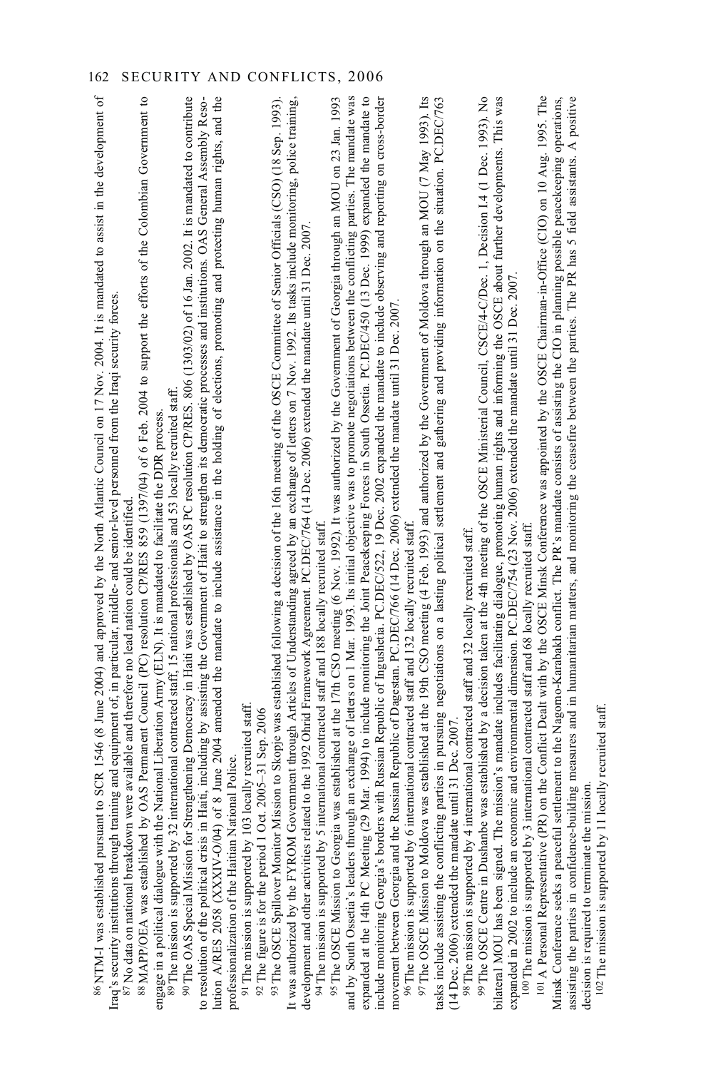[86] NTM-I was established pursuant to SCR 1546 (8 June 2004) and approved by the North Atlantic Council on 17 Nov. 2004. It is mandated to assist in the development of Iraq's security institutions through training and equipment of, in particular, middle- and senior-level personnel from the Iraqi security forces.

[87] No data on national breakdown were available and therefore no lead nation could be identified.

[88] MAPP/OEA was established by OAS Permanent Council (PC) resolution CP/RES 859 (1397/04) of 6 Feb. 2004 to support the efforts of the Colombian Government to engage in a political dialogue with the National Liberation Army (ELN). It is mandated to facilitate the DDR process.

[89] The mission is supported by 32 international contracted staff, 15 national professionals and 53 locally recruited staff.

[90] The OAS Special Mission for Strengthening Democracy in Haiti was established by OAS PC resolution CP/RES. 806 (1303/02) of 16 Jan. 2002. It is mandated to contribute to resolution of the political crisis in Haiti, including by assisting the Government of Haiti to strengthen its democratic processes and institutions. OAS General Assembly Resolution A/RES 2058 (XXXIV-O/04) of 8 June 2004 amended the mandate to include assistance in the holding of elections, promoting and protecting human rights, and the professionalization of the Haitian National Police.

[91] The mission is supported by 103 locally recruited staff.

[92] The figure is for the period 1 Oct. 2005–31 Sep. 2006

[93] The OSCE Spillover Monitor Mission to Skopje was established following a decision of the 16th meeting of the OSCE Committee of Senior Officials (CSO) (18 Sep. 1993). It was authorized by the FYROM Government through Articles of Understanding agreed by an exchange of letters on 7 Nov. 1992. Its tasks include monitoring, police training, development and other activities related to the 1992 Ohrid Framework Agreement. PC.DEC/764 (14 Dec. 2006) extended the mandate until 31 Dec. 2007.

[94] The mission is supported by 5 international contracted staff and 188 locally recruited staff.

[95] The OSCE Mission to Georgia was established at the 17th CSO meeting (6 Nov. 1992). It was authorized by the Government of Georgia through an MOU on 23 Jan. 1993 and by South Ossetia's leaders through an exchange of letters on 1 Mar. 1993. Its initial objective was to promote negotiations between the conflicting parties. The mandate was expanded at the 14th PC Meeting (29 Mar. 1994) to include monitoring the Joint Peacekeeping Forces in South Ossetia. PC.DEC/450 (13 Dec. 1999) expanded the mandate to include monitoring Georgia's borders with Russian Republic of Ingushetia. PC.DEC/522, 19 Dec. 2002 expanded the mandate to include observing and reporting on cross-border movement between Georgia and the Russian Republic of Dagestan. PC.DEC/766 (14 Dec. 2006) extended the mandate until 31 Dec. 2007.

[96] The mission is supported by 6 international contracted staff and 132 locally recruited staff.

[97] The OSCE Mission to Moldova was established at the 19th CSO meeting (4 Feb. 1993) and authorized by the Government of Moldova through an MOU (7 May 1993). Its tasks include assisting the conflicting parties in pursuing negotiations on a lasting political settlement and gathering and providing information on the situation. PC.DEC/763 (14 Dec. 2006) extended the mandate until 31 Dec. 2007.

[98] The mission is supported by 4 international contracted staff and 32 locally recruited staff.

[99] The OSCE Centre in Dushanbe was established by a decision taken at the 4th meeting of the OSCE Ministerial Council, CSCE/4-C/Dec. 1, Decision I.4 (1 Dec. 1993). No bilateral MOU has been signed. The mission's mandate includes facilitating dialogue, promoting human rights and informing the OSCE about further developments. This was expanded in 2002 to include an economic and environmental dimension. PC.DEC/754 (23 Nov. 2006) extended the mandate until 31 Dec. 2007.

[100] The mission is supported by 3 international contracted staff and 68 locally recruited staff.

[101] A Personal Representative (PR) on the Conflict Dealt with by the OSCE Minsk Conference was appointed by the OSCE Chairman-in-Office (CIO) on 10 Aug. 1995. The Minsk Conference seeks a peaceful settlement to the Nagorno-Karabakh conflict. The PR's mandate consists of assisting the CIO in planning possible peacekeeping operations, assisting the parties in confidence-building measures and in humanitarian matters, and monitoring the ceasefire between the parties. The PR has 5 field assistants. A positive decision is required to terminate the mission.

[102] The mission is supported by 11 locally recruited staff.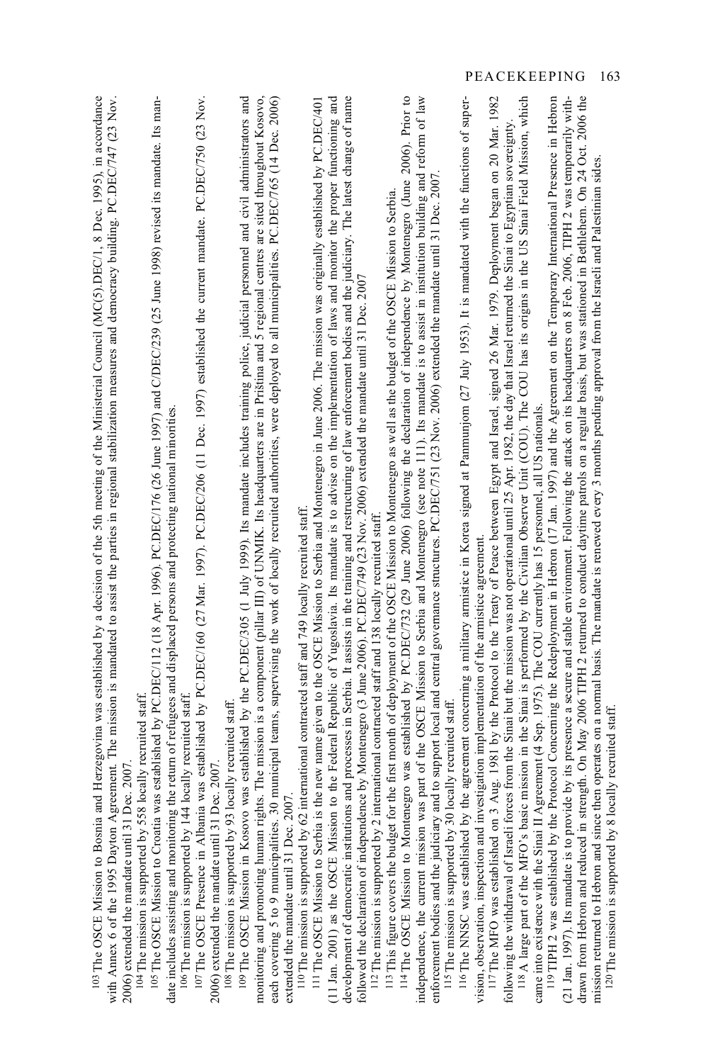[103] The OSCE Mission to Bosnia and Herzegovina was established by a decision of the 5th meeting of the Ministerial Council (MC(5).DEC/1, 8 Dec. 1995), in accordance with Annex 6 of the 1995 Dayton Agreement. The mission is mandated to assist the parties in regional stabilization measures and democracy building. PC.DEC/747 (23 Nov. 2006) extended the mandate until 31 Dec. 2007.

[104] The mission is supported by 558 locally recruited staff.

[105] The OSCE Mission to Croatia was established by PC.DEC/112 (18 Apr. 1996). PC.DEC/176 (26 June 1997) and C/DEC/239 (25 June 1998) revised its mandate. Its mandate includes assisting and monitoring the return of refugees and displaced persons and protecting national minorities.

[106] The mission is supported by 144 locally recruited staff.

[107] The OSCE Presence in Albania was established by PC.DEC/160 (27 Mar. 1997). PC.DEC/206 (11 Dec. 1997) established the current mandate. PC.DEC/750 (23 Nov. 2006) extended the mandate until 31 Dec. 2007.

[108] The mission is supported by 93 locally recruited staff.

[109] The OSCE Mission in Kosovo was established by the PC.DEC/305 (1 July 1999). Its mandate includes training police, judicial personnel and civil administrators and monitoring and promoting human rights. The mission is a component (pillar III) of UNMIK. Its headquarters are in Priština and 5 regional centres are sited throughout Kosovo, each covering 5 to 9 municipalities. 30 municipal teams, supervising the work of locally recruited authorities, were deployed to all municipalities. PC.DEC/765 (14 Dec. 2006) extended the mandate until 31 Dec. 2007.

[110] The mission is supported by 62 international contracted staff and 749 locally recruited staff.

[111] The OSCE Mission to Serbia is the new name given to the OSCE Mission to Serbia and Montenegro in June 2006. The mission was originally established by PC.DEC/401 (11 Jan. 2001) as the OSCE Mission to the Federal Republic of Yugoslavia. Its mandate is to advise on the implementation of laws and monitor the proper functioning and development of democratic institutions and processes in Serbia. It assists in the training and restructuring of law enforcement bodies and the judiciary. The latest change of name followed the declaration of independence by Montenegro (3 June 2006). PC.DEC/749 (23 Nov. 2006) extended the mandate until 31 Dec. 2007

[112] The mission is supported by 2 international contracted staff and 138 locally recruited staff.

[113] This figure covers the budget for the first month of deployment of the OSCE Mission to Montenegro as well as the budget of the OSCE Mission to Serbia.

[114] The OSCE Mission to Montenegro was established by PC.DEC/732 (29 June 2006) following the declaration of independence by Montenegro (June 2006). Prior to independence, the current mission was part of the OSCE Mission to Serbia and Montenegro (see note 111). Its mandate is to assist in institution building and reform of law enforcement bodies and the judiciary and to support local and central governance structures. PC.DEC/751 (23 Nov. 2006) extended the mandate until 31 Dec. 2007.

[115] The mission is supported by 30 locally recruited staff.

[116] The NNSC was established by the agreement concerning a military armistice in Korea signed at Panmunjom (27 July 1953). It is mandated with the functions of supervision, observation, inspection and investigation implementation of the armistice agreement.

[117] The MFO was established on 3 Aug. 1981 by the Protocol to the Treaty of Peace between Egypt and Israel, signed 26 Mar. 1979. Deployment began on 20 Mar. 1982 following the withdrawal of Israeli forces from the Sinai but the mission was not operational until 25 Apr. 1982, the day that Israel returned the Sinai to Egyptian sovereignty.

[118] A large part of the MFO's basic mission in the Sinai is performed by the Civilian Observer Unit (COU). The COU has its origins in the US Sinai Field Mission, which came into existence with the Sinai II Agreement (4 Sep. 1975). The COU currently has 15 personnel, all US nationals.

[119] TIPH 2 was established by the Protocol Concerning the Redeployment in Hebron (17 Jan. 1997) and the Agreement on the Temporary International Presence in Hebron (21 Jan. 1997). Its mandate is to provide by its presence a secure and stable environment. Following the attack on its headquarters on 8 Feb. 2006, TIPH 2 was temporarily withdrawn from Hebron and reduced in strength. On May 2006 TIPH 2 returned to conduct daytime patrols on a regular basis, but was stationed in Bethlehem. On 24 Oct. 2006 the mission returned to Hebron and since then operates on a normal basis. The mandate is renewed every 3 months pending approval from the Israeli and Palestinian sides.

[120] The mission is supported by 8 locally recruited staff.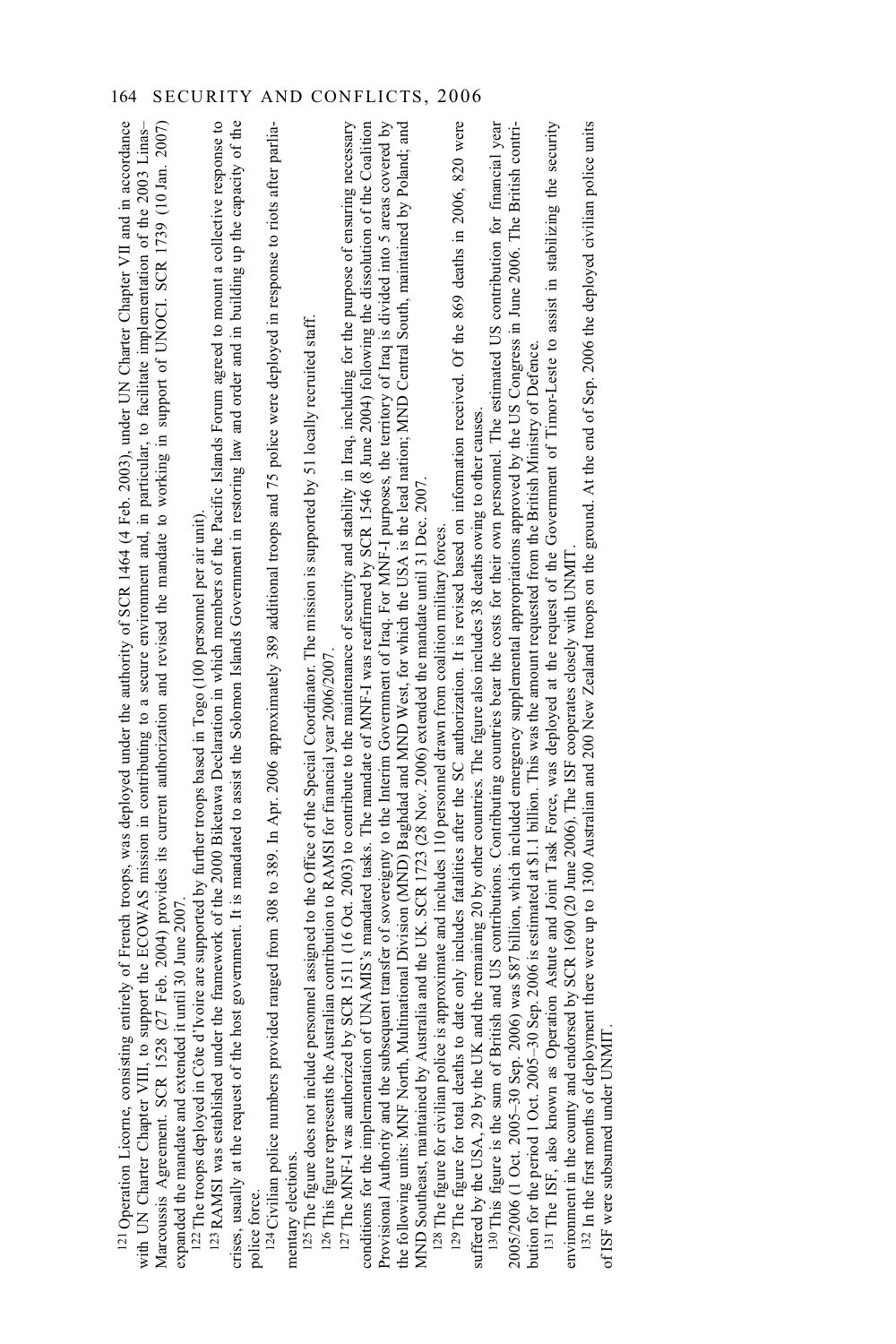[121] Operation Licorne, consisting entirely of French troops, was deployed under the authority of SCR 1464 (4 Feb. 2003), under UN Charter Chapter VII and in accordance with UN Charter Chapter VIII, to support the ECOWAS mission in contributing to a secure environment and, in particular, to facilitate implementation of the 2003 Linas–Marcoussis Agreement. SCR 1528 (27 Feb. 2004) provides its current authorization and revised the mandate to working in support of UNOCI. SCR 1739 (10 Jan. 2007) expanded the mandate and extended it until 30 June 2007.

[122] The troops deployed in Côte d'Ivoire are supported by further troops based in Togo (100 personnel per air unit).

[123] RAMSI was established under the framework of the 2000 Biketawa Declaration in which members of the Pacific Islands Forum agreed to mount a collective response to crises, usually at the request of the host government. It is mandated to assist the Solomon Islands Government in restoring law and order and in building up the capacity of the police force.

[124] Civilian police numbers provided ranged from 308 to 389. In Apr. 2006 approximately 389 additional troops and 75 police were deployed in response to riots after parliamentary elections.

[125] The figure does not include personnel assigned to the Office of the Special Coordinator. The mission is supported by 51 locally recruited staff.

[126] This figure represents the Australian contribution to RAMSI for financial year 2006/2007.

[127] The MNF-I was authorized by SCR 1511 (16 Oct. 2003) to contribute to the maintenance of security and stability in Iraq, including for the purpose of ensuring necessary conditions for the implementation of UNAMIS's mandated tasks. The mandate of MNF-I was reaffirmed by SCR 1546 (8 June 2004) following the dissolution of the Coalition Provisional Authority and the subsequent transfer of sovereignty to the Interim Government of Iraq. For MNF-I purposes, the territory of Iraq is divided into 5 areas covered by the following units: MNF North, Multinational Division (MND) Baghdad and MND West, for which the USA is the lead nation; MND Central South, maintained by Poland; and MND Southeast, maintained by Australia and the UK. SCR 1723 (28 Nov. 2006) extended the mandate until 31 Dec. 2007.

[128] The figure for civilian police is approximate and includes 110 personnel drawn from coalition military forces.

[129] The figure for total deaths to date only includes fatalities after the SC authorization. It is revised based on information received. Of the 869 deaths in 2006, 820 were suffered by the USA, 29 by the UK and the remaining 20 by other countries. The figure also includes 38 deaths owing to other causes.

[130] This figure is the sum of British and US contributions. Contributing countries bear the costs for their own personnel. The estimated US contribution for financial year 2005/2006 (1 Oct. 2005–30 Sep. 2006) was $87 billion, which included emergency supplemental appropriations approved by the US Congress in June 2006. The British contribution for the period 1 Oct. 2005–30 Sep. 2006 is estimated at $1.1 billion. This was the amount requested from the British Ministry of Defence.

[131] The ISF, also known as Operation Astute and Joint Task Force, was deployed at the request of the Government of Timor-Leste to assist in stabilizing the security environment in the county and endorsed by SCR 1690 (20 June 2006). The ISF cooperates closely with UNMIT.

[132] In the first months of deployment there were up to 1300 Australian and 200 New Zealand troops on the ground. At the end of Sep. 2006 the deployed civilian police units of ISF were subsumed under UNMIT.